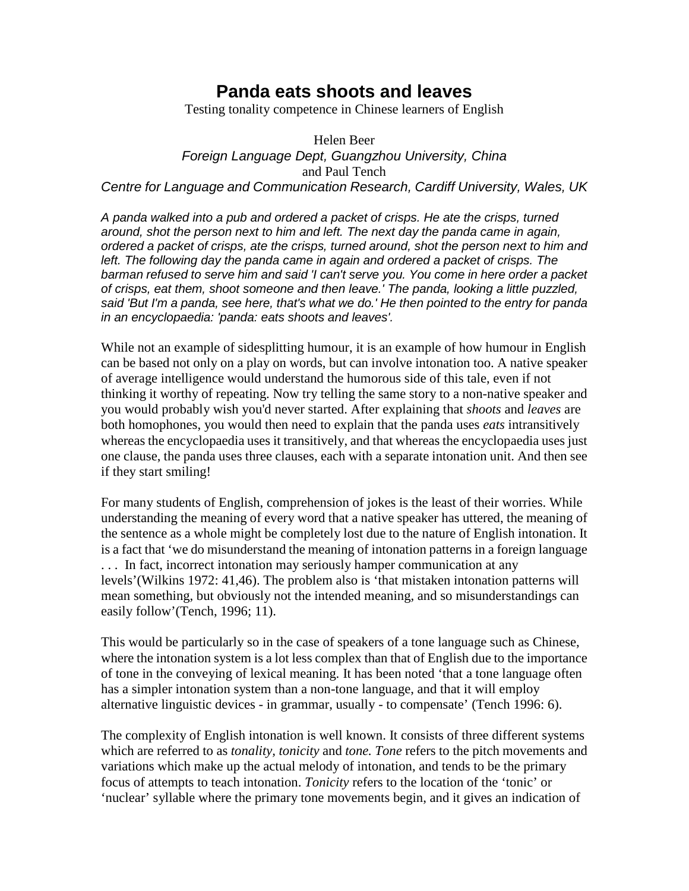# Panda eats shoots and leaves

Testing tonality competence in Chinese learners of English

Helen Beer

*Foreign Language Dept, Guangzhou University, China*

and Paul Tench

*Centre for Language and Communication Research, Cardiff University, Wales, UK*

*A panda walked into a pub and ordered a packet of crisps. He ate the crisps, turned around, shot the person next to him and left. The next day the panda came in again, ordered a packet of crisps, ate the crisps, turned around, shot the person next to him and left. The following day the panda came in again and ordered a packet of crisps. The barman refused to serve him and said 'I can't serve you. You come in here order a packet of crisps, eat them, shoot someone and then leave.' The panda, looking a little puzzled, said 'But I'm a panda, see here, that's what we do.' He then pointed to the entry for panda in an encyclopaedia: 'panda: eats shoots and leaves'.*

While not an example of sidesplitting humour, it is an example of how humour in English can be based not only on a play on words, but can involve intonation too. A native speaker of average intelligence would understand the humorous side of this tale, even if not thinking it worthy of repeating. Now try telling the same story to a non-native speaker and you would probably wish you'd never started. After explaining that *shoots* and *leaves* are both homophones, you would then need to explain that the panda uses *eats* intransitively whereas the encyclopaedia uses it transitively, and that whereas the encyclopaedia uses just one clause, the panda uses three clauses, each with a separate intonation unit. And then see if they start smiling!

For many students of English, comprehension of jokes is the least of their worries. While understanding the meaning of every word that a native speaker has uttered, the meaning of the sentence as a whole might be completely lost due to the nature of English intonation. It is a fact that 'we do misunderstand the meaning of intonation patterns in a foreign language . . . In fact, incorrect intonation may seriously hamper communication at any levels'(Wilkins 1972: 41,46). The problem also is 'that mistaken intonation patterns will mean something, but obviously not the intended meaning, and so misunderstandings can easily follow'(Tench, 1996; 11).

This would be particularly so in the case of speakers of a tone language such as Chinese, where the intonation system is a lot less complex than that of English due to the importance of tone in the conveying of lexical meaning. It has been noted 'that a tone language often has a simpler intonation system than a non-tone language, and that it will employ alternative linguistic devices - in grammar, usually - to compensate' (Tench 1996: 6).

The complexity of English intonation is well known. It consists of three different systems which are referred to as *tonality, tonicity* and *tone. Tone* refers to the pitch movements and variations which make up the actual melody of intonation, and tends to be the primary focus of attempts to teach intonation. *Tonicity* refers to the location of the 'tonic' or 'nuclear' syllable where the primary tone movements begin, and it gives an indication of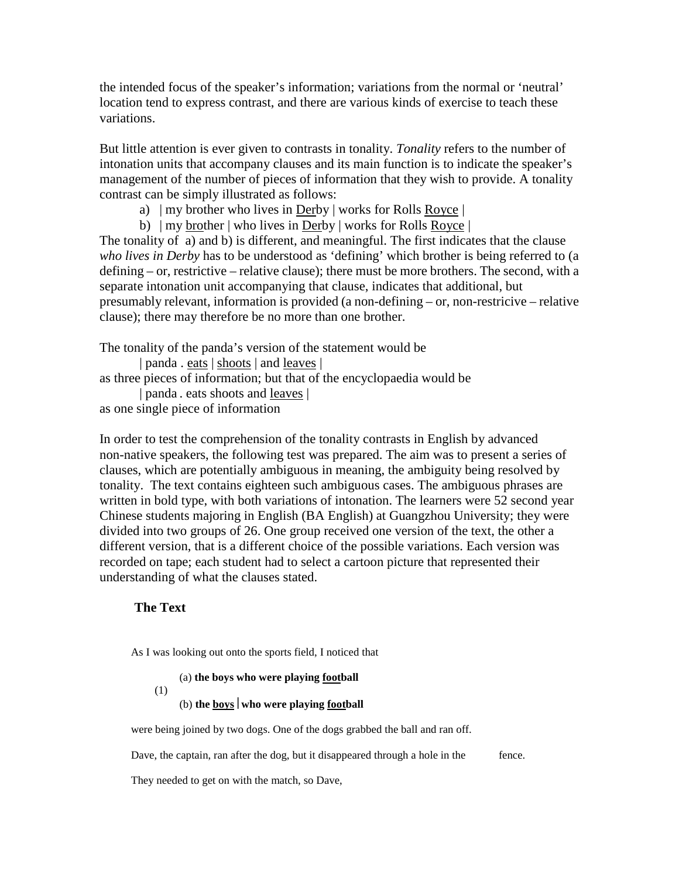the intended focus of the speaker's information; variations from the normal or 'neutral' location tend to express contrast, and there are various kinds of exercise to teach these variations.

But little attention is ever given to contrasts in tonality. *Tonality* refers to the number of intonation units that accompany clauses and its main function is to indicate the speaker's management of the number of pieces of information that they wish to provide. A tonality contrast can be simply illustrated as follows:

a) | my brother who lives in <u>Der</u>by | works for Rolls <u>Royce</u> |

b) | my <u>bro</u>ther | who lives in <u>Der</u>by | works for Rolls <u>Royce</u> |

The tonality of a) and b) is different, and meaningful. The first indicates that the clause *who lives in Derby* has to be understood as 'defining' which brother is being referred to (a defining – or, restrictive – relative clause); there must be more brothers. The second, with a separate intonation unit accompanying that clause, indicates that additional, but presumably relevant, information is provided (a non-defining – or, non-restricive – relative clause); there may therefore be no more than one brother.

The tonality of the panda's version of the statement would be

| panda . <u>eats</u> | <u>shoots</u> | and <u>leaves</u> |

as three pieces of information; but that of the encyclopaedia would be

| panda . eats shoots and <u>leaves</u> |

as one single piece of information

In order to test the comprehension of the tonality contrasts in English by advanced non-native speakers, the following test was prepared. The aim was to present a series of clauses, which are potentially ambiguous in meaning, the ambiguity being resolved by tonality. The text contains eighteen such ambiguous cases. The ambiguous phrases are written in bold type, with both variations of intonation. The learners were 52 second year Chinese students majoring in English (BA English) at Guangzhou University; they were divided into two groups of 26. One group received one version of the text, the other a different version, that is a different choice of the possible variations. Each version was recorded on tape; each student had to select a cartoon picture that represented their understanding of what the clauses stated.

### The Text

As I was looking out onto the sports field, I noticed that

(1)
(a) **the boys who were playing <u>foot</u>ball**
(b) **the <u>boys</u> | who were playing <u>foot</u>ball**

were being joined by two dogs. One of the dogs grabbed the ball and ran off.

Dave, the captain, ran after the dog, but it disappeared through a hole in the fence.

They needed to get on with the match, so Dave,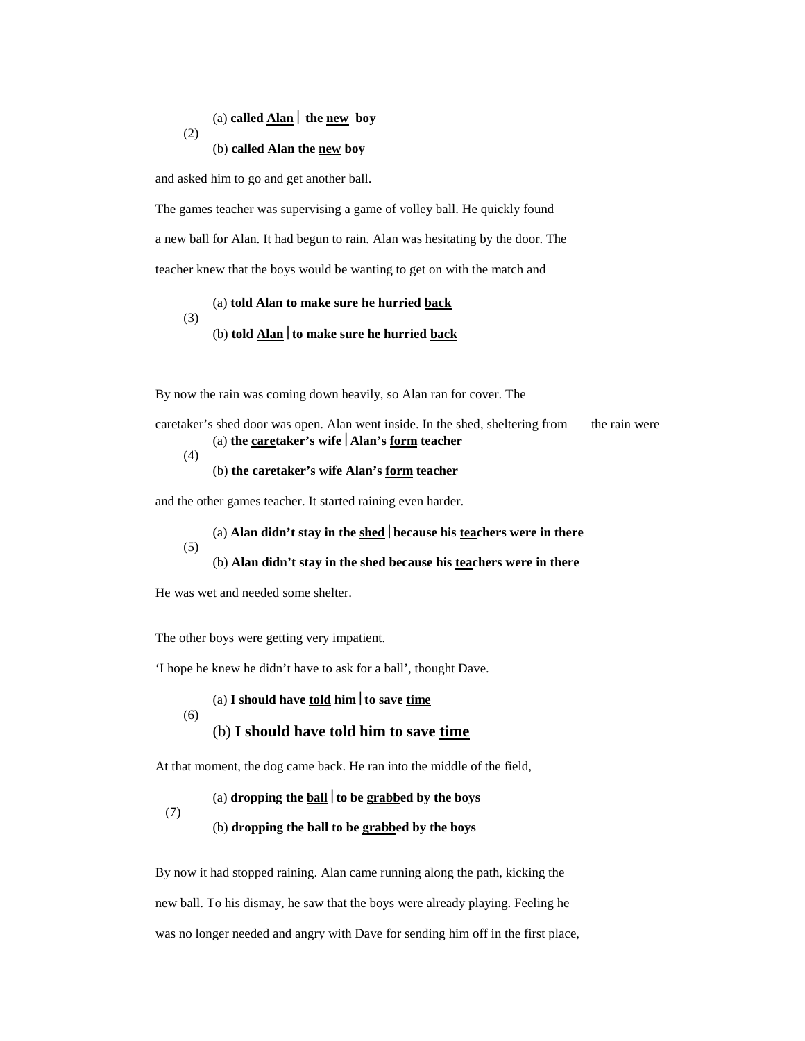(2)
(a) **called <u>Alan</u> | the <u>new</u> boy**
(b) **called Alan the <u>new</u> boy**

and asked him to go and get another ball.

The games teacher was supervising a game of volley ball. He quickly found a new ball for Alan. It had begun to rain. Alan was hesitating by the door. The teacher knew that the boys would be wanting to get on with the match and

(3)
(a) **told Alan to make sure he hurried <u>back</u>**
(b) **told <u>Alan</u> | to make sure he hurried <u>back</u>**

By now the rain was coming down heavily, so Alan ran for cover. The caretaker's shed door was open. Alan went inside. In the shed, sheltering from the rain were

(4)
(a) **the <u>care</u>taker's wife | Alan's <u>form</u> teacher**
(b) **the caretaker's wife Alan's <u>form</u> teacher**

and the other games teacher. It started raining even harder.

(5)
(a) **Alan didn't stay in the <u>shed</u> | because his <u>tea</u>chers were in there**
(b) **Alan didn't stay in the shed because his <u>tea</u>chers were in there**

He was wet and needed some shelter.

The other boys were getting very impatient.

'I hope he knew he didn't have to ask for a ball', thought Dave.

(6)
(a) **I should have <u>told</u> him | to save <u>time</u>**
(b) **I should have told him to save <u>time</u>**

At that moment, the dog came back. He ran into the middle of the field,

(7)
(a) **dropping the <u>ball</u> | to be <u>grabb</u>ed by the boys**
(b) **dropping the ball to be <u>grabb</u>ed by the boys**

By now it had stopped raining. Alan came running along the path, kicking the new ball. To his dismay, he saw that the boys were already playing. Feeling he was no longer needed and angry with Dave for sending him off in the first place,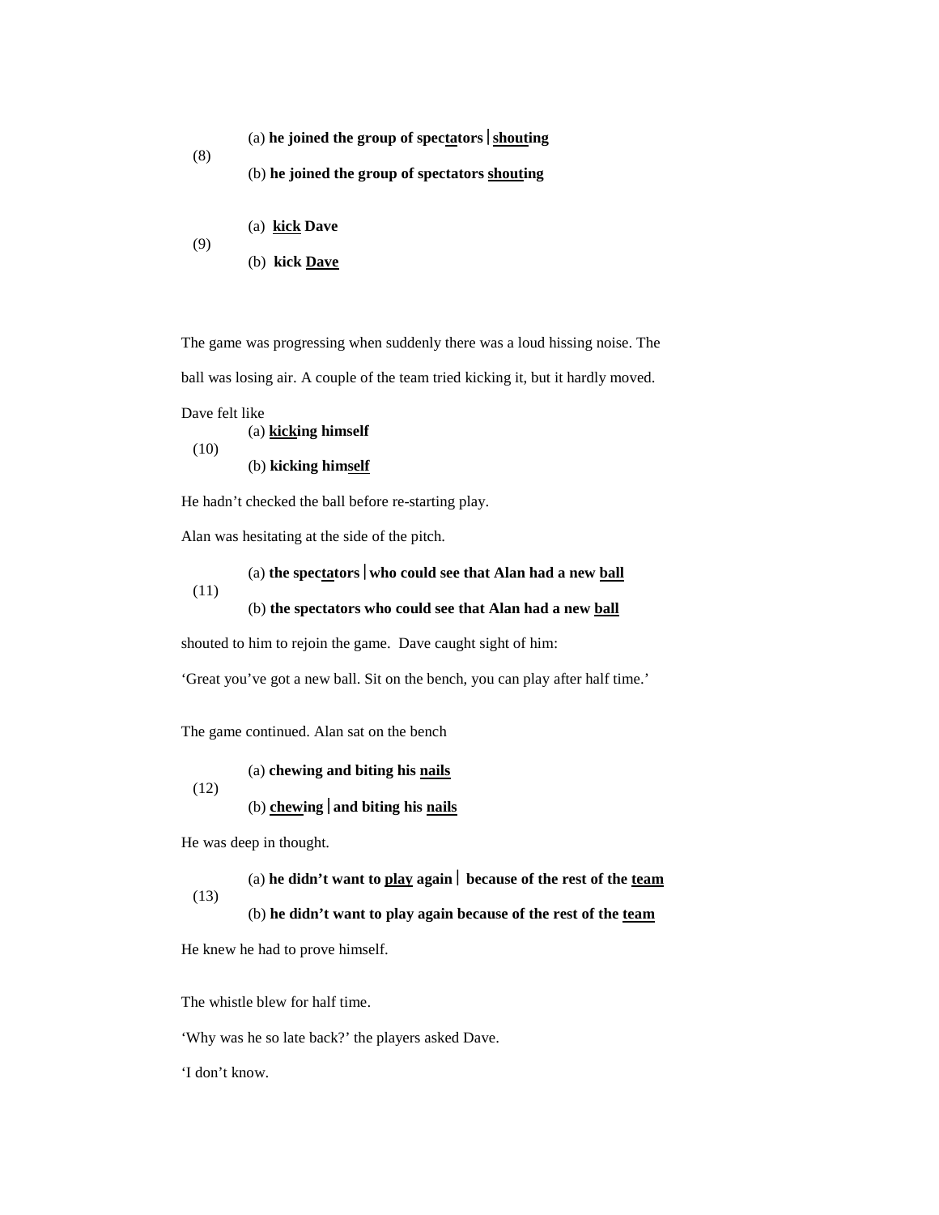(8)

(a) **he joined the group of spec<u>ta</u>tors | <u>shout</u>ing**

(b) **he joined the group of spectators <u>shout</u>ing**

(9)

(a) **<u>kick</u> Dave**

(b) **kick <u>Dave</u>**

The game was progressing when suddenly there was a loud hissing noise. The ball was losing air. A couple of the team tried kicking it, but it hardly moved.

Dave felt like

(10)

(a) **<u>kick</u>ing himself**

(b) **kicking him<u>self</u>**

He hadn't checked the ball before re-starting play.

Alan was hesitating at the side of the pitch.

(11)

(a) **the spec<u>ta</u>tors | who could see that Alan had a new <u>ball</u>**

(b) **the spectators who could see that Alan had a new <u>ball</u>**

shouted to him to rejoin the game. Dave caught sight of him:

'Great you've got a new ball. Sit on the bench, you can play after half time.'

The game continued. Alan sat on the bench

(12)

(a) **chewing and biting his <u>nails</u>**

(b) **<u>chew</u>ing | and biting his <u>nails</u>**

He was deep in thought.

(13)

(a) **he didn't want to <u>play</u> again | because of the rest of the <u>team</u>**

(b) **he didn't want to play again because of the rest of the <u>team</u>**

He knew he had to prove himself.

The whistle blew for half time.

'Why was he so late back?' the players asked Dave.

'I don't know.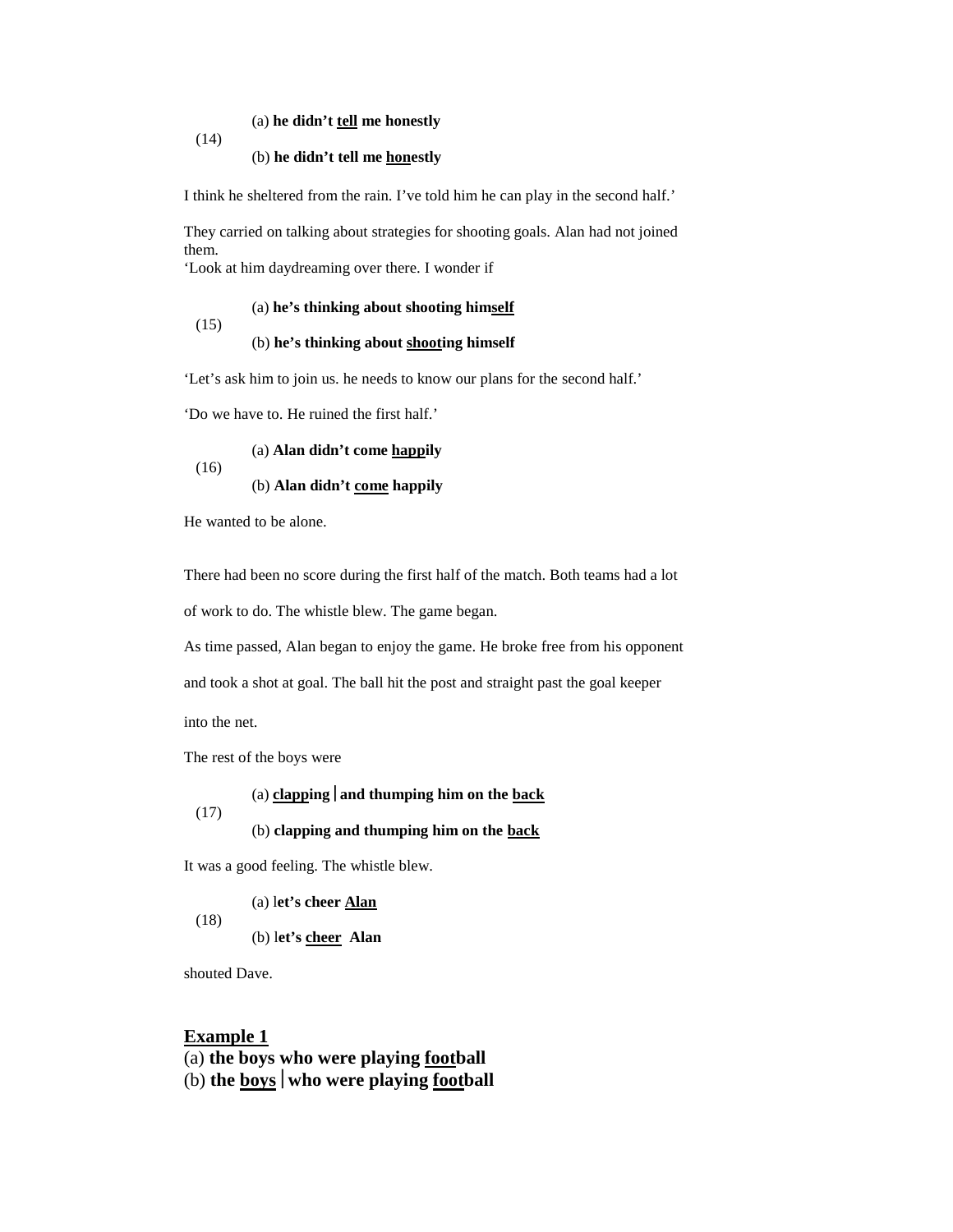(14)

(a) **he didn't <u>tell</u> me honestly**

(b) **he didn't tell me <u>hon</u>estly**

I think he sheltered from the rain. I've told him he can play in the second half.'

They carried on talking about strategies for shooting goals. Alan had not joined them.
'Look at him daydreaming over there. I wonder if

(15)

(a) **he's thinking about shooting him<u>self</u>**

(b) **he's thinking about <u>shoot</u>ing himself**

'Let's ask him to join us. he needs to know our plans for the second half.'

'Do we have to. He ruined the first half.'

(16)

(a) **Alan didn't come <u>happ</u>ily**

(b) **Alan didn't <u>come</u> happily**

He wanted to be alone.

There had been no score during the first half of the match. Both teams had a lot of work to do. The whistle blew. The game began.

As time passed, Alan began to enjoy the game. He broke free from his opponent and took a shot at goal. The ball hit the post and straight past the goal keeper into the net.

The rest of the boys were

(17)

(a) **<u>clapp</u>ing | and thumping him on the <u>back</u>**

(b) **clapping and thumping him on the <u>back</u>**

It was a good feeling. The whistle blew.

(18)

(a) l**et's cheer <u>Alan</u>**

(b) l**et's <u>cheer</u> Alan**

shouted Dave.

**<u>Example 1</u>**

(a) **the boys who were playing <u>foot</u>ball**

(b) **the <u>boys</u> | who were playing <u>foot</u>ball**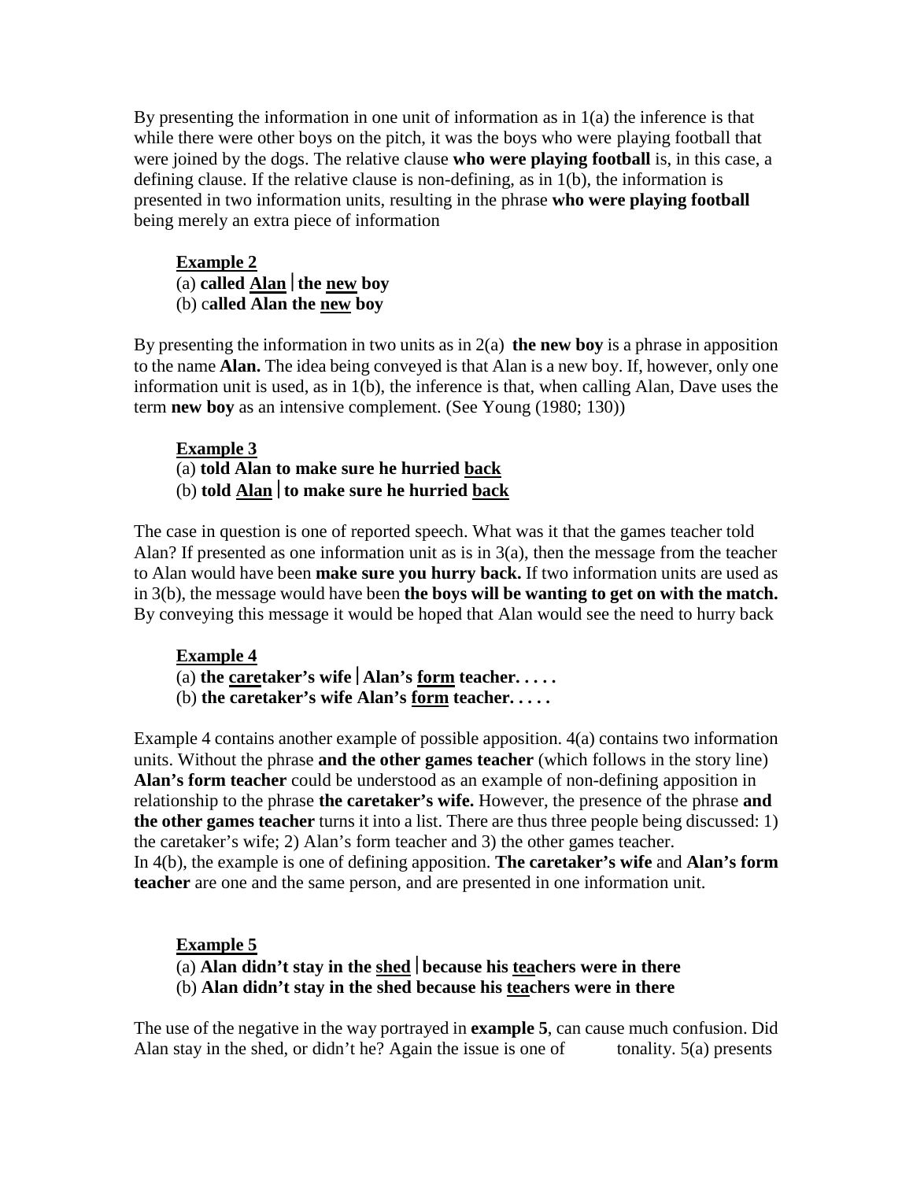By presenting the information in one unit of information as in 1(a) the inference is that while there were other boys on the pitch, it was the boys who were playing football that were joined by the dogs. The relative clause **who were playing football** is, in this case, a defining clause. If the relative clause is non-defining, as in 1(b), the information is presented in two information units, resulting in the phrase **who were playing football** being merely an extra piece of information

**<u>Example 2</u>**

(a) **called <u>Alan</u> | the <u>new</u> boy**

(b) c**alled Alan the <u>new</u> boy**

By presenting the information in two units as in 2(a) **the new boy** is a phrase in apposition to the name **Alan.** The idea being conveyed is that Alan is a new boy. If, however, only one information unit is used, as in 1(b), the inference is that, when calling Alan, Dave uses the term **new boy** as an intensive complement. (See Young (1980; 130))

**<u>Example 3</u>**

(a) **told Alan to make sure he hurried <u>back</u>**

(b) **told <u>Alan</u> | to make sure he hurried <u>back</u>**

The case in question is one of reported speech. What was it that the games teacher told Alan? If presented as one information unit as is in 3(a), then the message from the teacher to Alan would have been **make sure you hurry back.** If two information units are used as in 3(b), the message would have been **the boys will be wanting to get on with the match.** By conveying this message it would be hoped that Alan would see the need to hurry back

**<u>Example 4</u>**

(a) **the <u>care</u>taker's wife | Alan's <u>form</u> teacher. . . . .**

(b) **the caretaker's wife Alan's <u>form</u> teacher. . . . .**

Example 4 contains another example of possible apposition. 4(a) contains two information units. Without the phrase **and the other games teacher** (which follows in the story line) **Alan's form teacher** could be understood as an example of non-defining apposition in relationship to the phrase **the caretaker's wife.** However, the presence of the phrase **and the other games teacher** turns it into a list. There are thus three people being discussed: 1) the caretaker's wife; 2) Alan's form teacher and 3) the other games teacher.
In 4(b), the example is one of defining apposition. **The caretaker's wife** and **Alan's form teacher** are one and the same person, and are presented in one information unit.

**<u>Example 5</u>**

(a) **Alan didn't stay in the <u>shed</u> | because his <u>tea</u>chers were in there**

(b) **Alan didn't stay in the shed because his <u>tea</u>chers were in there**

The use of the negative in the way portrayed in **example 5**, can cause much confusion. Did Alan stay in the shed, or didn't he? Again the issue is one of tonality. 5(a) presents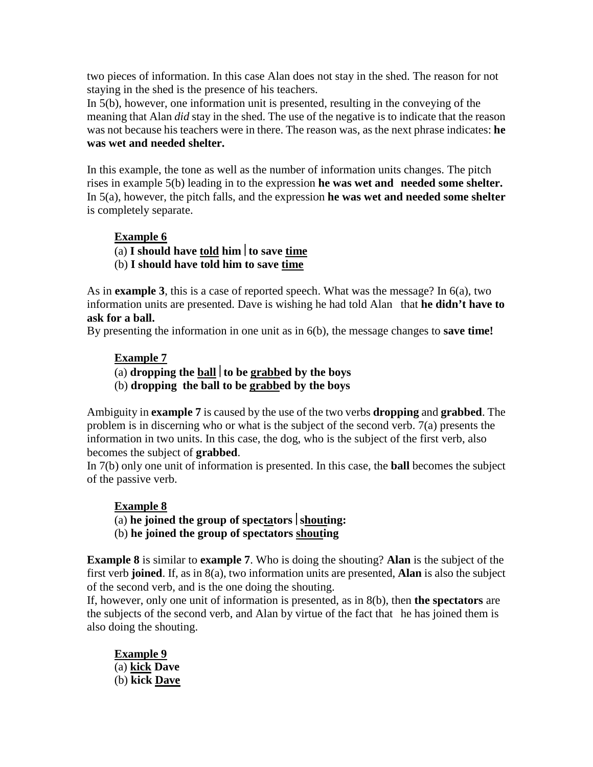two pieces of information. In this case Alan does not stay in the shed. The reason for not staying in the shed is the presence of his teachers.

In 5(b), however, one information unit is presented, resulting in the conveying of the meaning that Alan *did* stay in the shed. The use of the negative is to indicate that the reason was not because his teachers were in there. The reason was, as the next phrase indicates: **he was wet and needed shelter.**

In this example, the tone as well as the number of information units changes. The pitch rises in example 5(b) leading in to the expression **he was wet and needed some shelter.** In 5(a), however, the pitch falls, and the expression **he was wet and needed some shelter** is completely separate.

**<u>Example 6</u>**

(a) **I should have <u>told</u> him | to save <u>time</u>**

(b) **I should have told him to save <u>time</u>**

As in **example 3**, this is a case of reported speech. What was the message? In 6(a), two information units are presented. Dave is wishing he had told Alan that **he didn't have to ask for a ball.**

By presenting the information in one unit as in 6(b), the message changes to **save time!**

**<u>Example 7</u>**

(a) **dropping the <u>ball</u> | to be <u>grabb</u>ed by the boys**

(b) **dropping the ball to be <u>grabb</u>ed by the boys**

Ambiguity in **example 7** is caused by the use of the two verbs **dropping** and **grabbed**. The problem is in discerning who or what is the subject of the second verb. 7(a) presents the information in two units. In this case, the dog, who is the subject of the first verb, also becomes the subject of **grabbed**.

In 7(b) only one unit of information is presented. In this case, the **ball** becomes the subject of the passive verb.

**<u>Example 8</u>**

(a) **he joined the group of spec<u>ta</u>tors | <u>shout</u>ing:**

(b) **he joined the group of spectators <u>shout</u>ing**

**Example 8** is similar to **example 7**. Who is doing the shouting? **Alan** is the subject of the first verb **joined**. If, as in 8(a), two information units are presented, **Alan** is also the subject of the second verb, and is the one doing the shouting.

If, however, only one unit of information is presented, as in 8(b), then **the spectators** are the subjects of the second verb, and Alan by virtue of the fact that he has joined them is also doing the shouting.

**<u>Example 9</u>**

(a) **<u>kick</u> Dave**

(b) **kick <u>Dave</u>**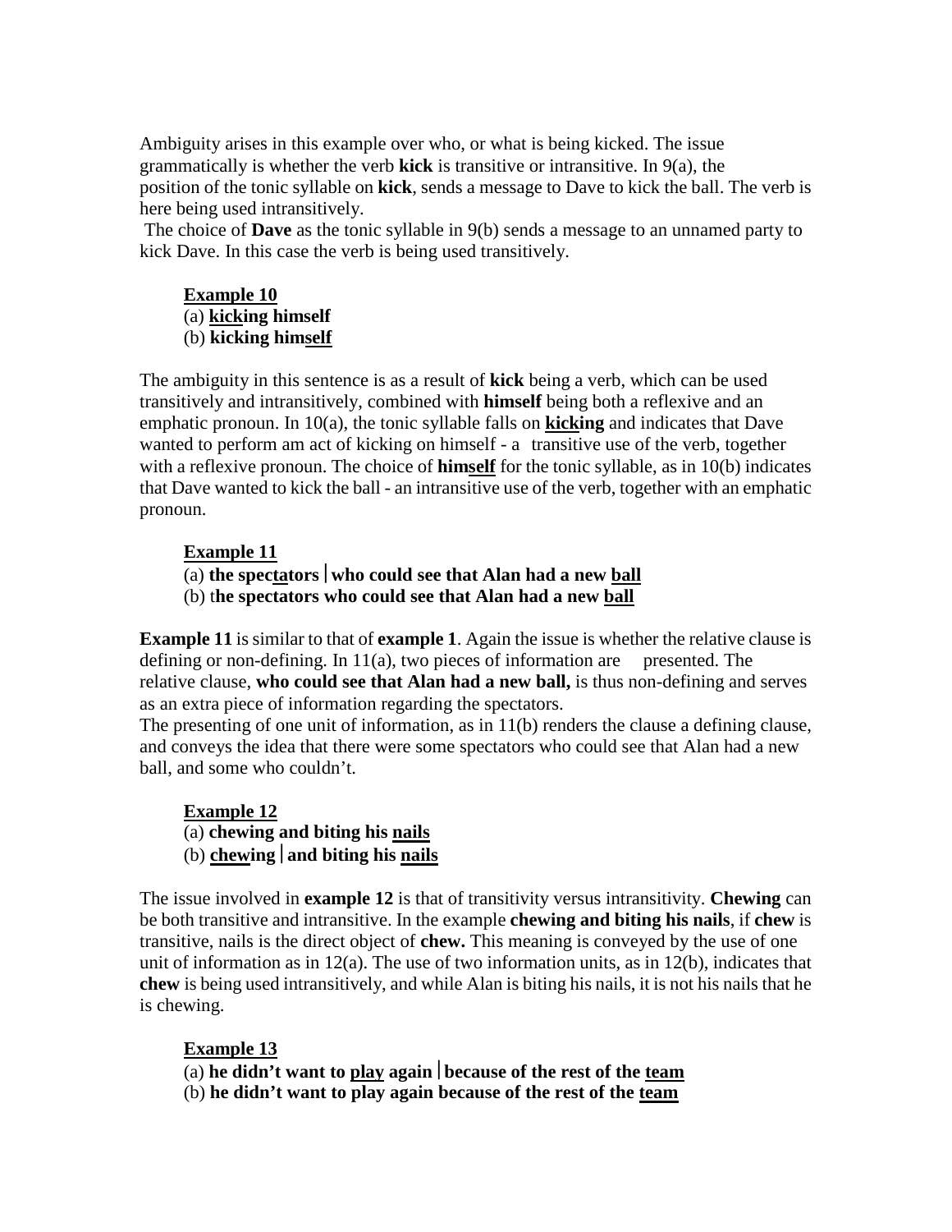Ambiguity arises in this example over who, or what is being kicked. The issue grammatically is whether the verb **kick** is transitive or intransitive. In 9(a), the position of the tonic syllable on **kick**, sends a message to Dave to kick the ball. The verb is here being used intransitively.

The choice of **Dave** as the tonic syllable in 9(b) sends a message to an unnamed party to kick Dave. In this case the verb is being used transitively.

**Example 10**
(a) **<u>kick</u>ing himself**
(b) **kicking him<u>self</u>**

The ambiguity in this sentence is as a result of **kick** being a verb, which can be used transitively and intransitively, combined with **himself** being both a reflexive and an emphatic pronoun. In 10(a), the tonic syllable falls on **<u>kick</u>ing** and indicates that Dave wanted to perform am act of kicking on himself - a transitive use of the verb, together with a reflexive pronoun. The choice of **him<u>self</u>** for the tonic syllable, as in 10(b) indicates that Dave wanted to kick the ball - an intransitive use of the verb, together with an emphatic pronoun.

**Example 11**
(a) **the spec<u>ta</u>tors | who could see that Alan had a new <u>ball</u>**
(b) t**he spectators who could see that Alan had a new <u>ball</u>**

**Example 11** is similar to that of **example 1**. Again the issue is whether the relative clause is defining or non-defining. In 11(a), two pieces of information are presented. The relative clause, **who could see that Alan had a new ball,** is thus non-defining and serves as an extra piece of information regarding the spectators.
The presenting of one unit of information, as in 11(b) renders the clause a defining clause, and conveys the idea that there were some spectators who could see that Alan had a new ball, and some who couldn't.

**Example 12**
(a) **chewing and biting his <u>nails</u>**
(b) **<u>chew</u>ing | and biting his <u>nails</u>**

The issue involved in **example 12** is that of transitivity versus intransitivity. **Chewing** can be both transitive and intransitive. In the example **chewing and biting his nails**, if **chew** is transitive, nails is the direct object of **chew.** This meaning is conveyed by the use of one unit of information as in 12(a). The use of two information units, as in 12(b), indicates that **chew** is being used intransitively, and while Alan is biting his nails, it is not his nails that he is chewing.

**Example 13**
(a) **he didn't want to <u>play</u> again | because of the rest of the <u>team</u>**
(b) **he didn't want to play again because of the rest of the <u>team</u>**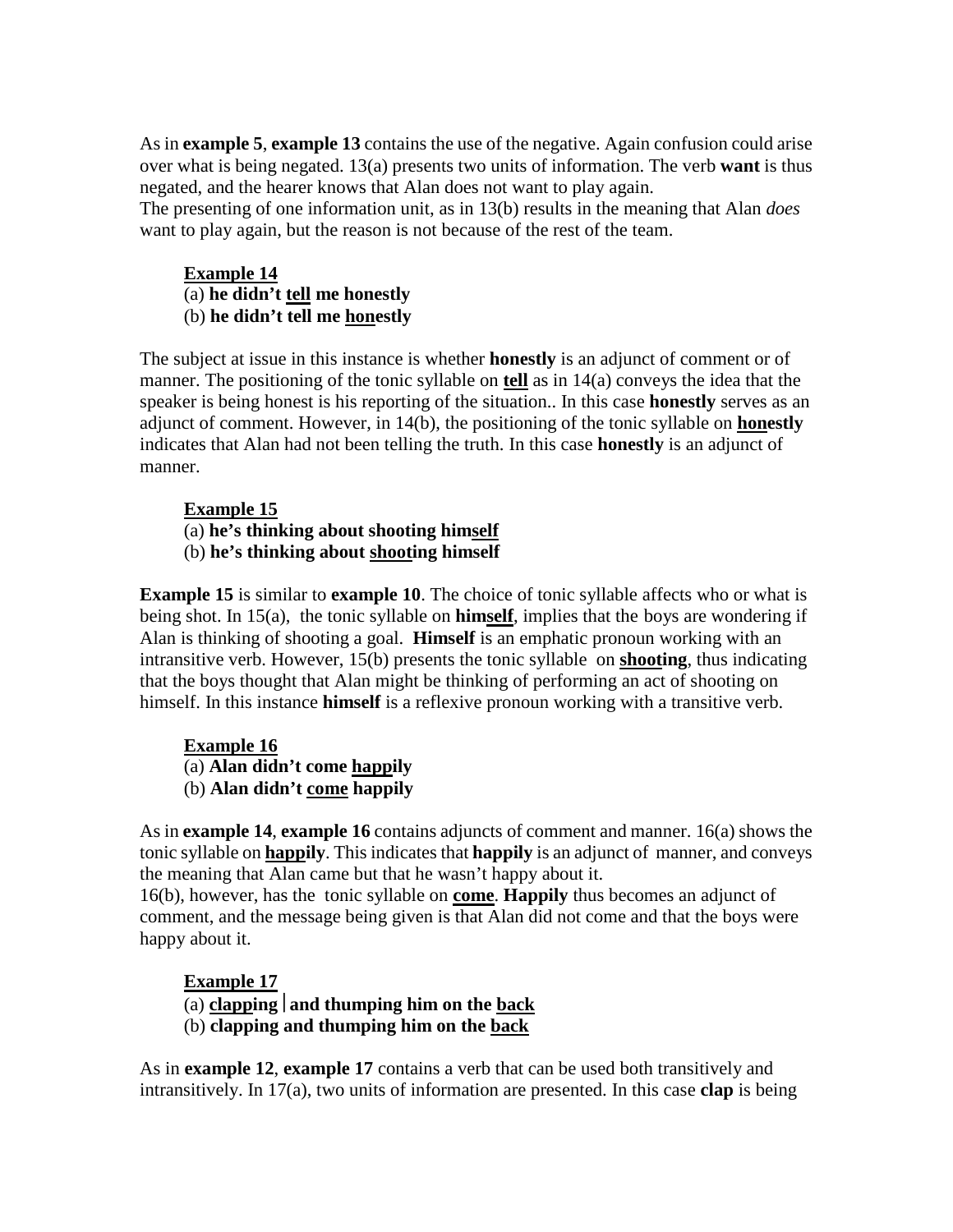As in **example 5**, **example 13** contains the use of the negative. Again confusion could arise over what is being negated. 13(a) presents two units of information. The verb **want** is thus negated, and the hearer knows that Alan does not want to play again.
The presenting of one information unit, as in 13(b) results in the meaning that Alan *does* want to play again, but the reason is not because of the rest of the team.

**<u>Example 14</u>**
(a) **he didn't <u>tell</u> me honestly**
(b) **he didn't tell me <u>hon</u>estly**

The subject at issue in this instance is whether **honestly** is an adjunct of comment or of manner. The positioning of the tonic syllable on **<u>tell</u>** as in 14(a) conveys the idea that the speaker is being honest is his reporting of the situation.. In this case **honestly** serves as an adjunct of comment. However, in 14(b), the positioning of the tonic syllable on **<u>hon</u>estly** indicates that Alan had not been telling the truth. In this case **honestly** is an adjunct of manner.

**<u>Example 15</u>**
(a) **he's thinking about shooting him<u>self</u>**
(b) **he's thinking about <u>shoot</u>ing himself**

**Example 15** is similar to **example 10**. The choice of tonic syllable affects who or what is being shot. In 15(a), the tonic syllable on **him<u>self</u>**, implies that the boys are wondering if Alan is thinking of shooting a goal. **Himself** is an emphatic pronoun working with an intransitive verb. However, 15(b) presents the tonic syllable on **<u>shoot</u>ing**, thus indicating that the boys thought that Alan might be thinking of performing an act of shooting on himself. In this instance **himself** is a reflexive pronoun working with a transitive verb.

**<u>Example 16</u>**
(a) **Alan didn't come <u>happ</u>ily**
(b) **Alan didn't <u>come</u> happily**

As in **example 14**, **example 16** contains adjuncts of comment and manner. 16(a) shows the tonic syllable on **<u>happ</u>ily**. This indicates that **happily** is an adjunct of manner, and conveys the meaning that Alan came but that he wasn't happy about it.
16(b), however, has the tonic syllable on **<u>come</u>**. **Happily** thus becomes an adjunct of comment, and the message being given is that Alan did not come and that the boys were happy about it.

**<u>Example 17</u>**
(a) **<u>clapp</u>ing | and thumping him on the <u>back</u>**
(b) **clapping and thumping him on the <u>back</u>**

As in **example 12**, **example 17** contains a verb that can be used both transitively and intransitively. In 17(a), two units of information are presented. In this case **clap** is being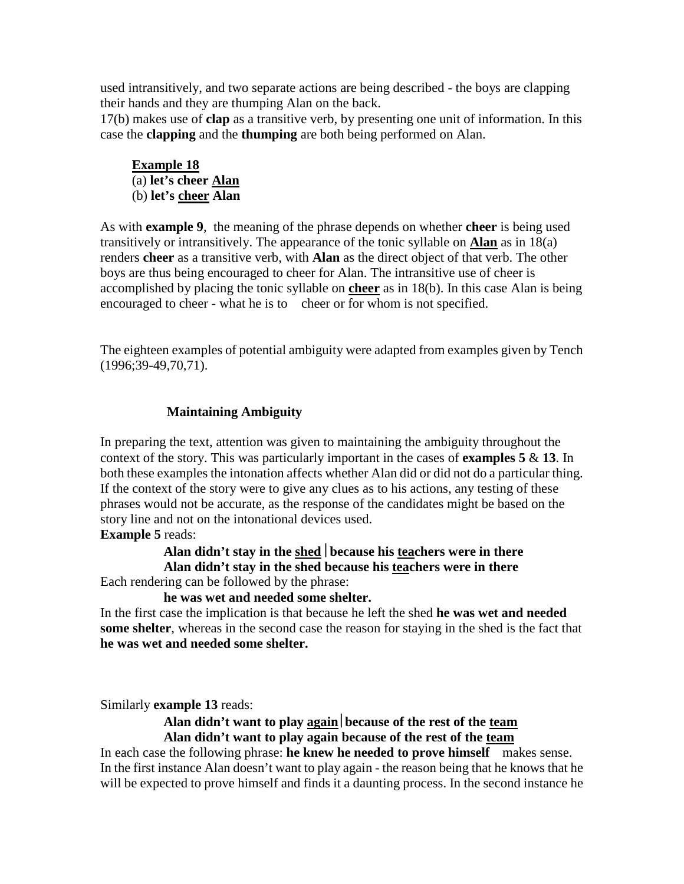used intransitively, and two separate actions are being described - the boys are clapping their hands and they are thumping Alan on the back.

17(b) makes use of **clap** as a transitive verb, by presenting one unit of information. In this case the **clapping** and the **thumping** are both being performed on Alan.

**<u>Example 18</u>**
(a) **let's cheer <u>Alan</u>**
(b) **let's <u>cheer</u> Alan**

As with **example 9**, the meaning of the phrase depends on whether **cheer** is being used transitively or intransitively. The appearance of the tonic syllable on **<u>Alan</u>** as in 18(a) renders **cheer** as a transitive verb, with **Alan** as the direct object of that verb. The other boys are thus being encouraged to cheer for Alan. The intransitive use of cheer is accomplished by placing the tonic syllable on **<u>cheer</u>** as in 18(b). In this case Alan is being encouraged to cheer - what he is to cheer or for whom is not specified.

The eighteen examples of potential ambiguity were adapted from examples given by Tench (1996;39-49,70,71).

### Maintaining Ambiguity

In preparing the text, attention was given to maintaining the ambiguity throughout the context of the story. This was particularly important in the cases of **examples 5** & **13**. In both these examples the intonation affects whether Alan did or did not do a particular thing. If the context of the story were to give any clues as to his actions, any testing of these phrases would not be accurate, as the response of the candidates might be based on the story line and not on the intonational devices used.

**Example 5** reads:

**Alan didn't stay in the <u>shed</u>│because his <u>tea</u>chers were in there**
**Alan didn't stay in the shed because his <u>tea</u>chers were in there**

Each rendering can be followed by the phrase:

**he was wet and needed some shelter.**

In the first case the implication is that because he left the shed **he was wet and needed some shelter**, whereas in the second case the reason for staying in the shed is the fact that **he was wet and needed some shelter.**

Similarly **example 13** reads:

**Alan didn't want to play <u>again</u>│because of the rest of the <u>team</u>**
**Alan didn't want to play again because of the rest of the <u>team</u>**

In each case the following phrase: **he knew he needed to prove himself** makes sense. In the first instance Alan doesn't want to play again - the reason being that he knows that he will be expected to prove himself and finds it a daunting process. In the second instance he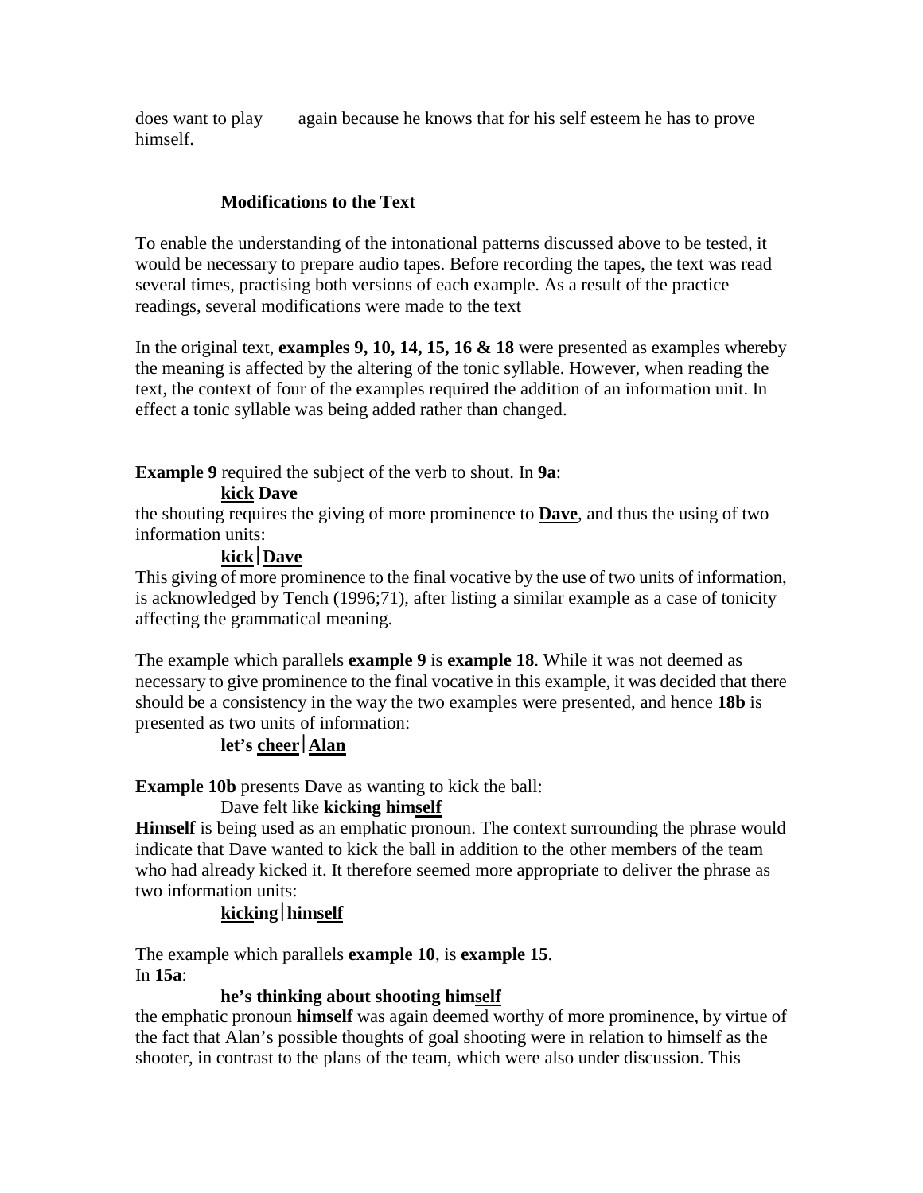does want to play again because he knows that for his self esteem he has to prove himself.

### Modifications to the Text

To enable the understanding of the intonational patterns discussed above to be tested, it would be necessary to prepare audio tapes. Before recording the tapes, the text was read several times, practising both versions of each example. As a result of the practice readings, several modifications were made to the text

In the original text, **examples 9, 10, 14, 15, 16 & 18** were presented as examples whereby the meaning is affected by the altering of the tonic syllable. However, when reading the text, the context of four of the examples required the addition of an information unit. In effect a tonic syllable was being added rather than changed.

**Example 9** required the subject of the verb to shout. In **9a**:

**<u>kick</u> Dave**

the shouting requires the giving of more prominence to **<u>Dave</u>**, and thus the using of two information units:

**<u>kick</u>|<u>Dave</u>**

This giving of more prominence to the final vocative by the use of two units of information, is acknowledged by Tench (1996;71), after listing a similar example as a case of tonicity affecting the grammatical meaning.

The example which parallels **example 9** is **example 18**. While it was not deemed as necessary to give prominence to the final vocative in this example, it was decided that there should be a consistency in the way the two examples were presented, and hence **18b** is presented as two units of information:

**let's <u>cheer</u>|<u>Alan</u>**

**Example 10b** presents Dave as wanting to kick the ball:

Dave felt like **kicking him<u>self</u>**

**Himself** is being used as an emphatic pronoun. The context surrounding the phrase would indicate that Dave wanted to kick the ball in addition to the other members of the team who had already kicked it. It therefore seemed more appropriate to deliver the phrase as two information units:

**<u>kick</u>ing|him<u>self</u>**

The example which parallels **example 10**, is **example 15**.
In **15a**:

**he's thinking about shooting him<u>self</u>**

the emphatic pronoun **himself** was again deemed worthy of more prominence, by virtue of the fact that Alan's possible thoughts of goal shooting were in relation to himself as the shooter, in contrast to the plans of the team, which were also under discussion. This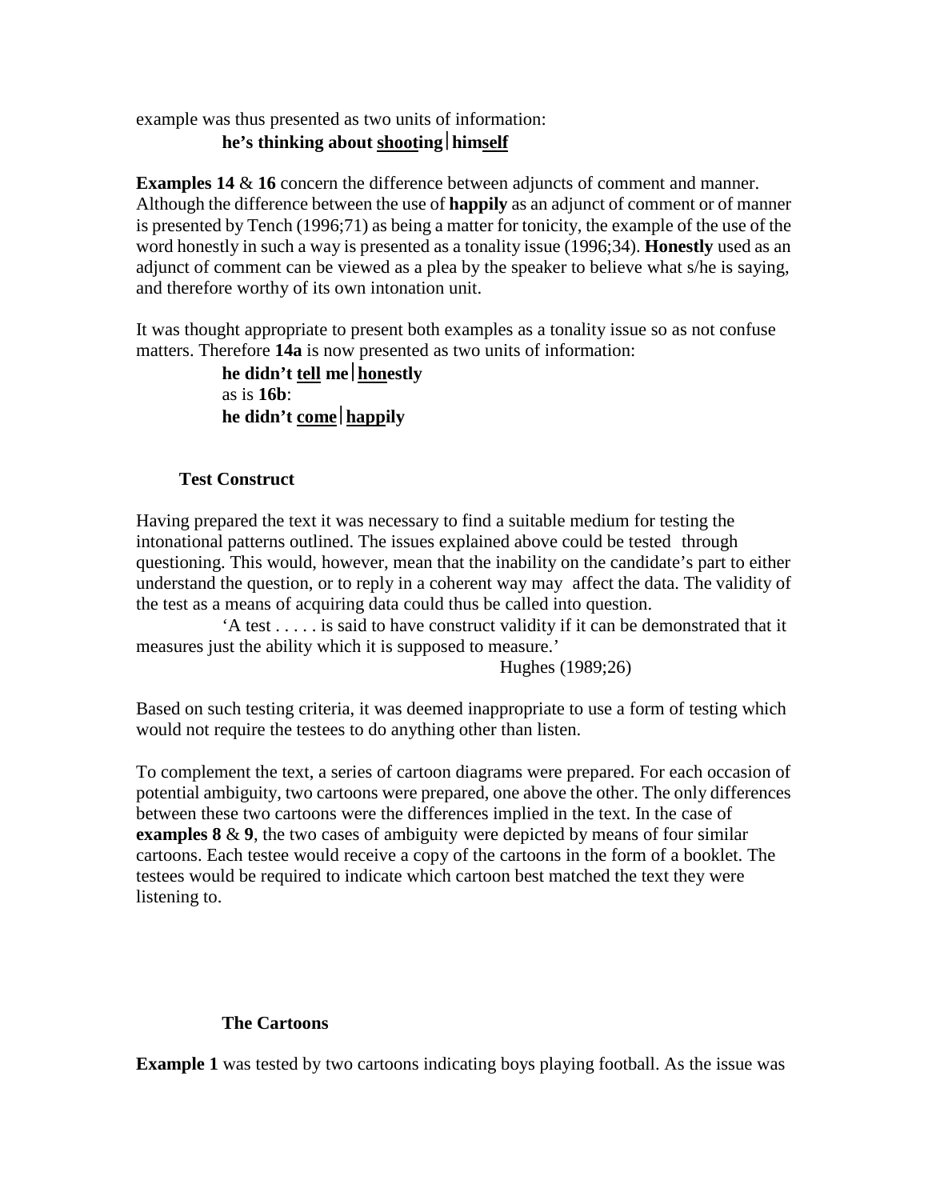example was thus presented as two units of information:

**he's thinking about <u>shoot</u>ing | him<u>self</u>**

**Examples 14** & **16** concern the difference between adjuncts of comment and manner. Although the difference between the use of **happily** as an adjunct of comment or of manner is presented by Tench (1996;71) as being a matter for tonicity, the example of the use of the word honestly in such a way is presented as a tonality issue (1996;34). **Honestly** used as an adjunct of comment can be viewed as a plea by the speaker to believe what s/he is saying, and therefore worthy of its own intonation unit.

It was thought appropriate to present both examples as a tonality issue so as not confuse matters. Therefore **14a** is now presented as two units of information:

**he didn't <u>tell</u> me | <u>hon</u>estly**

as is **16b**:

**he didn't <u>come</u> | <u>happ</u>ily**

### Test Construct

Having prepared the text it was necessary to find a suitable medium for testing the intonational patterns outlined. The issues explained above could be tested through questioning. This would, however, mean that the inability on the candidate's part to either understand the question, or to reply in a coherent way may affect the data. The validity of the test as a means of acquiring data could thus be called into question.

> 'A test . . . . . is said to have construct validity if it can be demonstrated that it measures just the ability which it is supposed to measure.'
>
> Hughes (1989;26)

Based on such testing criteria, it was deemed inappropriate to use a form of testing which would not require the testees to do anything other than listen.

To complement the text, a series of cartoon diagrams were prepared. For each occasion of potential ambiguity, two cartoons were prepared, one above the other. The only differences between these two cartoons were the differences implied in the text. In the case of **examples 8** & **9**, the two cases of ambiguity were depicted by means of four similar cartoons. Each testee would receive a copy of the cartoons in the form of a booklet. The testees would be required to indicate which cartoon best matched the text they were listening to.

### The Cartoons

**Example 1** was tested by two cartoons indicating boys playing football. As the issue was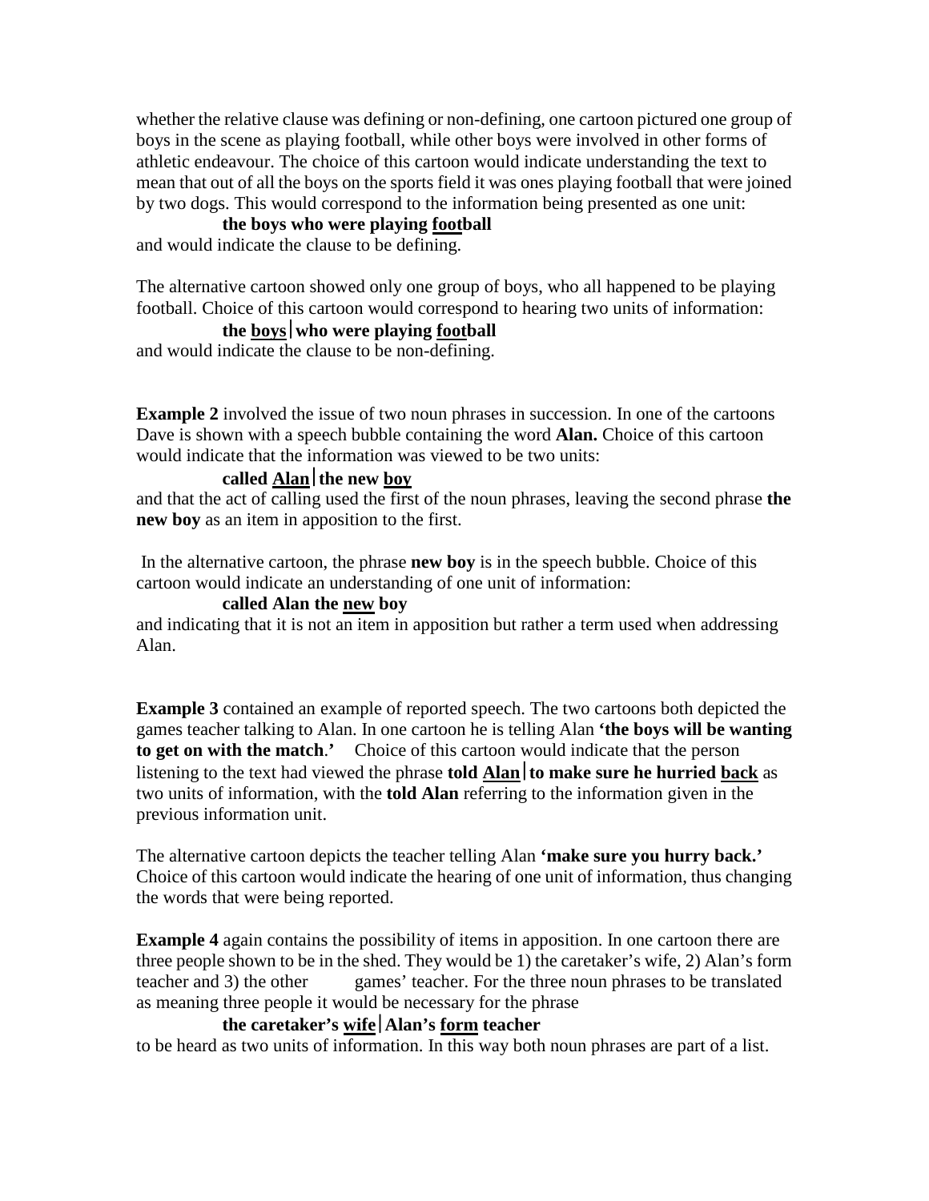whether the relative clause was defining or non-defining, one cartoon pictured one group of boys in the scene as playing football, while other boys were involved in other forms of athletic endeavour. The choice of this cartoon would indicate understanding the text to mean that out of all the boys on the sports field it was ones playing football that were joined by two dogs. This would correspond to the information being presented as one unit:

**the boys who were playing <u>foot</u>ball**

and would indicate the clause to be defining.

The alternative cartoon showed only one group of boys, who all happened to be playing football. Choice of this cartoon would correspond to hearing two units of information:

**the <u>boys</u>│who were playing <u>foot</u>ball**

and would indicate the clause to be non-defining.

**Example 2** involved the issue of two noun phrases in succession. In one of the cartoons Dave is shown with a speech bubble containing the word **Alan.** Choice of this cartoon would indicate that the information was viewed to be two units:

**called <u>Alan</u>│the new <u>boy</u>**

and that the act of calling used the first of the noun phrases, leaving the second phrase **the new boy** as an item in apposition to the first.

In the alternative cartoon, the phrase **new boy** is in the speech bubble. Choice of this cartoon would indicate an understanding of one unit of information:

**called Alan the <u>new</u> boy**

and indicating that it is not an item in apposition but rather a term used when addressing Alan.

**Example 3** contained an example of reported speech. The two cartoons both depicted the games teacher talking to Alan. In one cartoon he is telling Alan **'the boys will be wanting to get on with the match.'** Choice of this cartoon would indicate that the person listening to the text had viewed the phrase **told <u>Alan</u>│to make sure he hurried <u>back</u>** as two units of information, with the **told Alan** referring to the information given in the previous information unit.

The alternative cartoon depicts the teacher telling Alan **'make sure you hurry back.'** Choice of this cartoon would indicate the hearing of one unit of information, thus changing the words that were being reported.

**Example 4** again contains the possibility of items in apposition. In one cartoon there are three people shown to be in the shed. They would be 1) the caretaker's wife, 2) Alan's form teacher and 3) the other games' teacher. For the three noun phrases to be translated as meaning three people it would be necessary for the phrase

**the caretaker's <u>wife</u>│Alan's <u>form</u> teacher**

to be heard as two units of information. In this way both noun phrases are part of a list.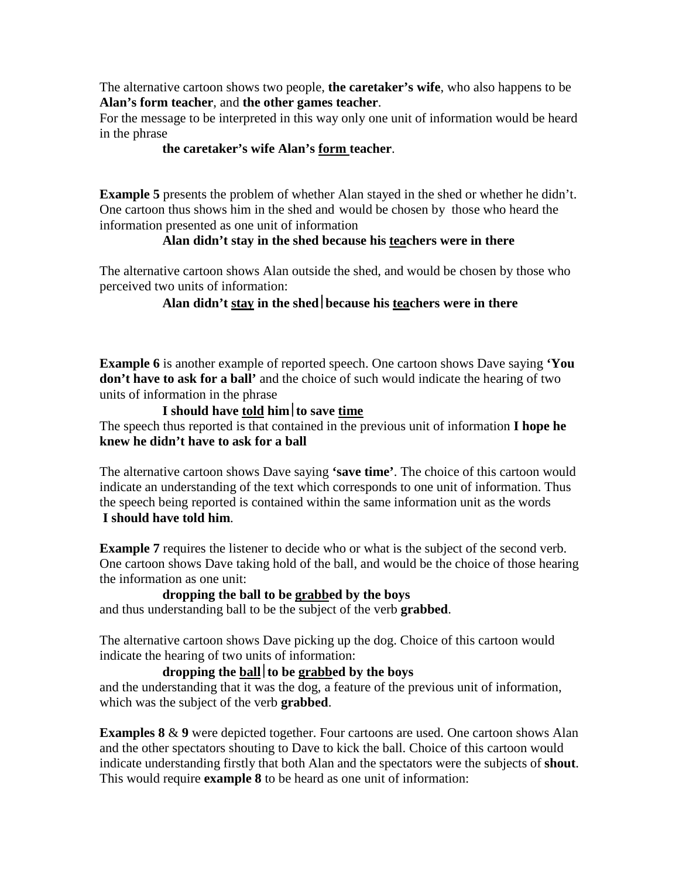The alternative cartoon shows two people, **the caretaker's wife**, who also happens to be **Alan's form teacher**, and **the other games teacher**.
For the message to be interpreted in this way only one unit of information would be heard in the phrase

**the caretaker's wife Alan's <u>form</u> teacher**.

**Example 5** presents the problem of whether Alan stayed in the shed or whether he didn't. One cartoon thus shows him in the shed and would be chosen by those who heard the information presented as one unit of information

**Alan didn't stay in the shed because his <u>tea</u>chers were in there**

The alternative cartoon shows Alan outside the shed, and would be chosen by those who perceived two units of information:

**Alan didn't <u>stay</u> in the shed | because his <u>tea</u>chers were in there**

**Example 6** is another example of reported speech. One cartoon shows Dave saying **'You don't have to ask for a ball'** and the choice of such would indicate the hearing of two units of information in the phrase

**I should have <u>told</u> him | to save <u>time</u>**

The speech thus reported is that contained in the previous unit of information **I hope he knew he didn't have to ask for a ball**

The alternative cartoon shows Dave saying **'save time'**. The choice of this cartoon would indicate an understanding of the text which corresponds to one unit of information. Thus the speech being reported is contained within the same information unit as the words **I should have told him**.

**Example 7** requires the listener to decide who or what is the subject of the second verb. One cartoon shows Dave taking hold of the ball, and would be the choice of those hearing the information as one unit:

**dropping the ball to be <u>grabb</u>ed by the boys**

and thus understanding ball to be the subject of the verb **grabbed**.

The alternative cartoon shows Dave picking up the dog. Choice of this cartoon would indicate the hearing of two units of information:

**dropping the <u>ball</u> | to be <u>grabb</u>ed by the boys**

and the understanding that it was the dog, a feature of the previous unit of information, which was the subject of the verb **grabbed**.

**Examples 8** & **9** were depicted together. Four cartoons are used. One cartoon shows Alan and the other spectators shouting to Dave to kick the ball. Choice of this cartoon would indicate understanding firstly that both Alan and the spectators were the subjects of **shout**. This would require **example 8** to be heard as one unit of information: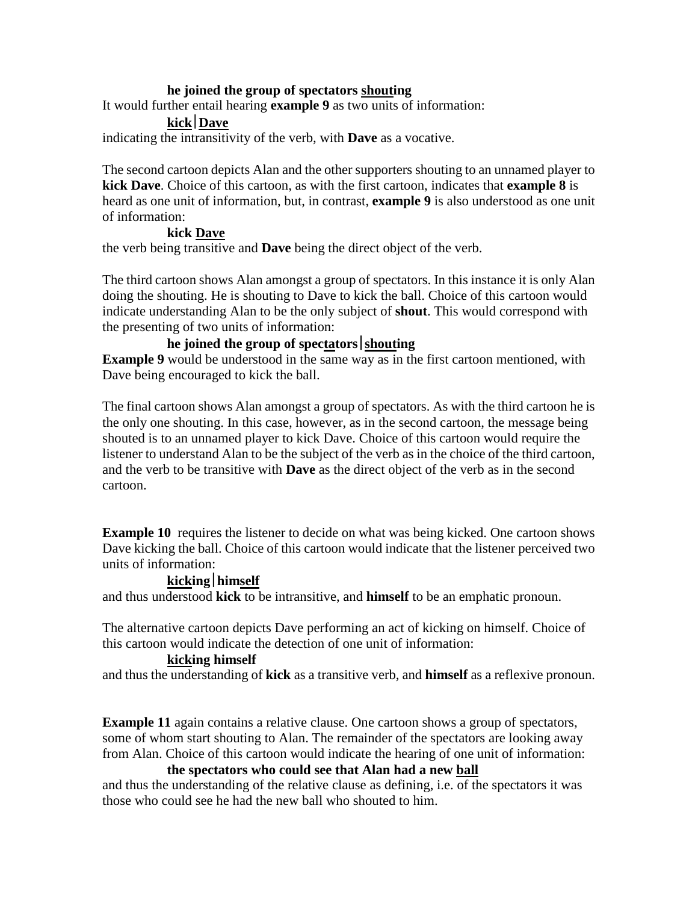**he joined the group of spectators <u>shout</u>ing**

It would further entail hearing **example 9** as two units of information:

**<u>kick</u>|<u>Dave</u>**

indicating the intransitivity of the verb, with **Dave** as a vocative.

The second cartoon depicts Alan and the other supporters shouting to an unnamed player to **kick Dave**. Choice of this cartoon, as with the first cartoon, indicates that **example 8** is heard as one unit of information, but, in contrast, **example 9** is also understood as one unit of information:

**kick <u>Dave</u>**

the verb being transitive and **Dave** being the direct object of the verb.

The third cartoon shows Alan amongst a group of spectators. In this instance it is only Alan doing the shouting. He is shouting to Dave to kick the ball. Choice of this cartoon would indicate understanding Alan to be the only subject of **shout**. This would correspond with the presenting of two units of information:

**he joined the group of spec<u>ta</u>tors|<u>shout</u>ing**

**Example 9** would be understood in the same way as in the first cartoon mentioned, with Dave being encouraged to kick the ball.

The final cartoon shows Alan amongst a group of spectators. As with the third cartoon he is the only one shouting. In this case, however, as in the second cartoon, the message being shouted is to an unnamed player to kick Dave. Choice of this cartoon would require the listener to understand Alan to be the subject of the verb as in the choice of the third cartoon, and the verb to be transitive with **Dave** as the direct object of the verb as in the second cartoon.

**Example 10** requires the listener to decide on what was being kicked. One cartoon shows Dave kicking the ball. Choice of this cartoon would indicate that the listener perceived two units of information:

**<u>kick</u>ing|him<u>self</u>**

and thus understood **kick** to be intransitive, and **himself** to be an emphatic pronoun.

The alternative cartoon depicts Dave performing an act of kicking on himself. Choice of this cartoon would indicate the detection of one unit of information:

**<u>kick</u>ing himself**

and thus the understanding of **kick** as a transitive verb, and **himself** as a reflexive pronoun.

**Example 11** again contains a relative clause. One cartoon shows a group of spectators, some of whom start shouting to Alan. The remainder of the spectators are looking away from Alan. Choice of this cartoon would indicate the hearing of one unit of information:

**the spectators who could see that Alan had a new <u>ball</u>**

and thus the understanding of the relative clause as defining, i.e. of the spectators it was those who could see he had the new ball who shouted to him.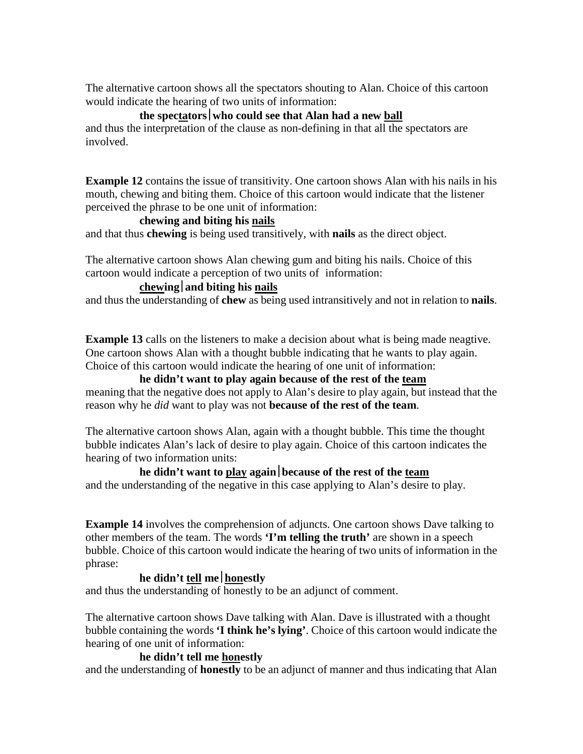The alternative cartoon shows all the spectators shouting to Alan. Choice of this cartoon would indicate the hearing of two units of information:

**the spec<u>ta</u>tors|who could see that Alan had a new <u>ball</u>**

and thus the interpretation of the clause as non-defining in that all the spectators are involved.

**Example 12** contains the issue of transitivity. One cartoon shows Alan with his nails in his mouth, chewing and biting them. Choice of this cartoon would indicate that the listener perceived the phrase to be one unit of information:

**chewing and biting his <u>nails</u>**

and that thus **chewing** is being used transitively, with **nails** as the direct object.

The alternative cartoon shows Alan chewing gum and biting his nails. Choice of this cartoon would indicate a perception of two units of information:

**<u>chew</u>ing|and biting his <u>nails</u>**

and thus the understanding of **chew** as being used intransitively and not in relation to **nails**.

**Example 13** calls on the listeners to make a decision about what is being made neagtive. One cartoon shows Alan with a thought bubble indicating that he wants to play again. Choice of this cartoon would indicate the hearing of one unit of information:

**he didn't want to play again because of the rest of the <u>team</u>**

meaning that the negative does not apply to Alan's desire to play again, but instead that the reason why he *did* want to play was not **because of the rest of the team**.

The alternative cartoon shows Alan, again with a thought bubble. This time the thought bubble indicates Alan's lack of desire to play again. Choice of this cartoon indicates the hearing of two information units:

**he didn't want to <u>play</u> again|because of the rest of the <u>team</u>**

and the understanding of the negative in this case applying to Alan's desire to play.

**Example 14** involves the comprehension of adjuncts. One cartoon shows Dave talking to other members of the team. The words **'I'm telling the truth'** are shown in a speech bubble. Choice of this cartoon would indicate the hearing of two units of information in the phrase:

**he didn't <u>tell</u> me|<u>hon</u>estly**

and thus the understanding of honestly to be an adjunct of comment.

The alternative cartoon shows Dave talking with Alan. Dave is illustrated with a thought bubble containing the words **'I think he's lying'**. Choice of this cartoon would indicate the hearing of one unit of information:

**he didn't tell me <u>hon</u>estly**

and the understanding of **honestly** to be an adjunct of manner and thus indicating that Alan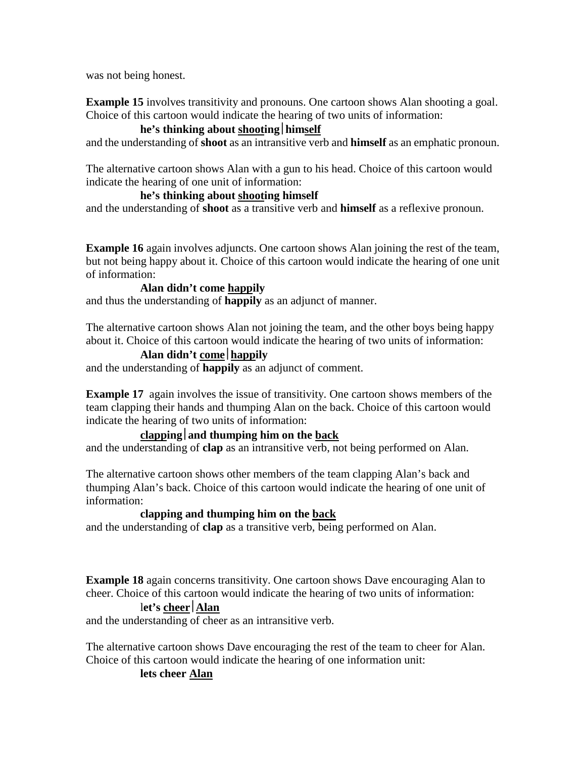was not being honest.

**Example 15** involves transitivity and pronouns. One cartoon shows Alan shooting a goal. Choice of this cartoon would indicate the hearing of two units of information:

**he's thinking about <u>shoot</u>ing|him<u>self</u>**

and the understanding of **shoot** as an intransitive verb and **himself** as an emphatic pronoun.

The alternative cartoon shows Alan with a gun to his head. Choice of this cartoon would indicate the hearing of one unit of information:

**he's thinking about <u>shoot</u>ing himself**

and the understanding of **shoot** as a transitive verb and **himself** as a reflexive pronoun.

**Example 16** again involves adjuncts. One cartoon shows Alan joining the rest of the team, but not being happy about it. Choice of this cartoon would indicate the hearing of one unit of information:

**Alan didn't come <u>happ</u>ily**

and thus the understanding of **happily** as an adjunct of manner.

The alternative cartoon shows Alan not joining the team, and the other boys being happy about it. Choice of this cartoon would indicate the hearing of two units of information:

**Alan didn't <u>come</u>|<u>happ</u>ily**

and the understanding of **happily** as an adjunct of comment.

**Example 17** again involves the issue of transitivity. One cartoon shows members of the team clapping their hands and thumping Alan on the back. Choice of this cartoon would indicate the hearing of two units of information:

**<u>clapp</u>ing|and thumping him on the <u>back</u>**

and the understanding of **clap** as an intransitive verb, not being performed on Alan.

The alternative cartoon shows other members of the team clapping Alan's back and thumping Alan's back. Choice of this cartoon would indicate the hearing of one unit of information:

**clapping and thumping him on the <u>back</u>**

and the understanding of **clap** as a transitive verb, being performed on Alan.

**Example 18** again concerns transitivity. One cartoon shows Dave encouraging Alan to cheer. Choice of this cartoon would indicate the hearing of two units of information:

l**et's <u>cheer</u>|<u>Alan</u>**

and the understanding of cheer as an intransitive verb.

The alternative cartoon shows Dave encouraging the rest of the team to cheer for Alan. Choice of this cartoon would indicate the hearing of one information unit:

**lets cheer <u>Alan</u>**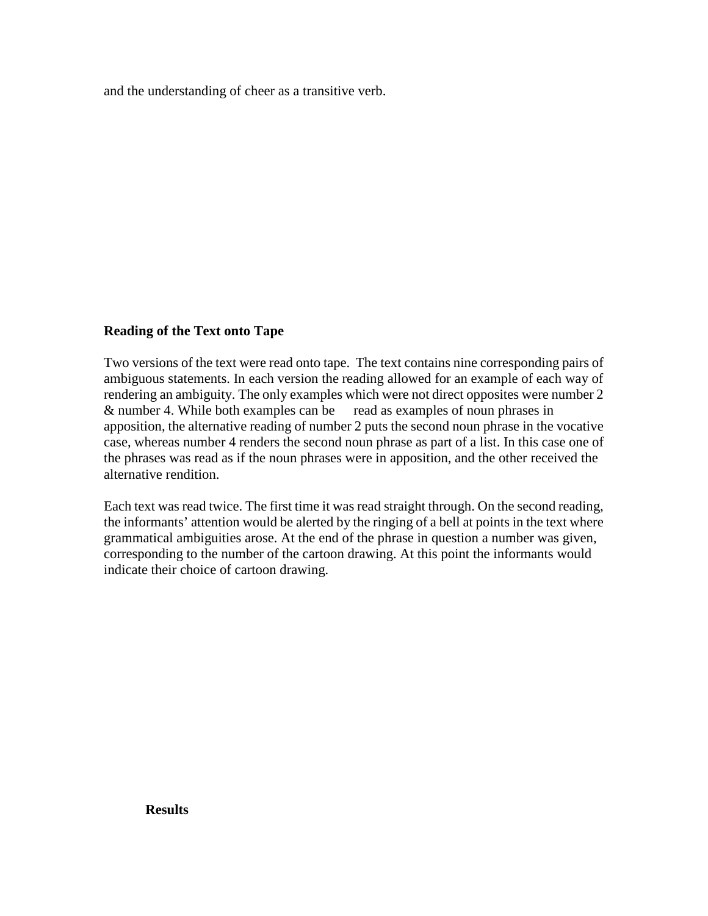and the understanding of cheer as a transitive verb.

**Reading of the Text onto Tape**

Two versions of the text were read onto tape. The text contains nine corresponding pairs of ambiguous statements. In each version the reading allowed for an example of each way of rendering an ambiguity. The only examples which were not direct opposites were number 2 & number 4. While both examples can be read as examples of noun phrases in apposition, the alternative reading of number 2 puts the second noun phrase in the vocative case, whereas number 4 renders the second noun phrase as part of a list. In this case one of the phrases was read as if the noun phrases were in apposition, and the other received the alternative rendition.

Each text was read twice. The first time it was read straight through. On the second reading, the informants' attention would be alerted by the ringing of a bell at points in the text where grammatical ambiguities arose. At the end of the phrase in question a number was given, corresponding to the number of the cartoon drawing. At this point the informants would indicate their choice of cartoon drawing.

**Results**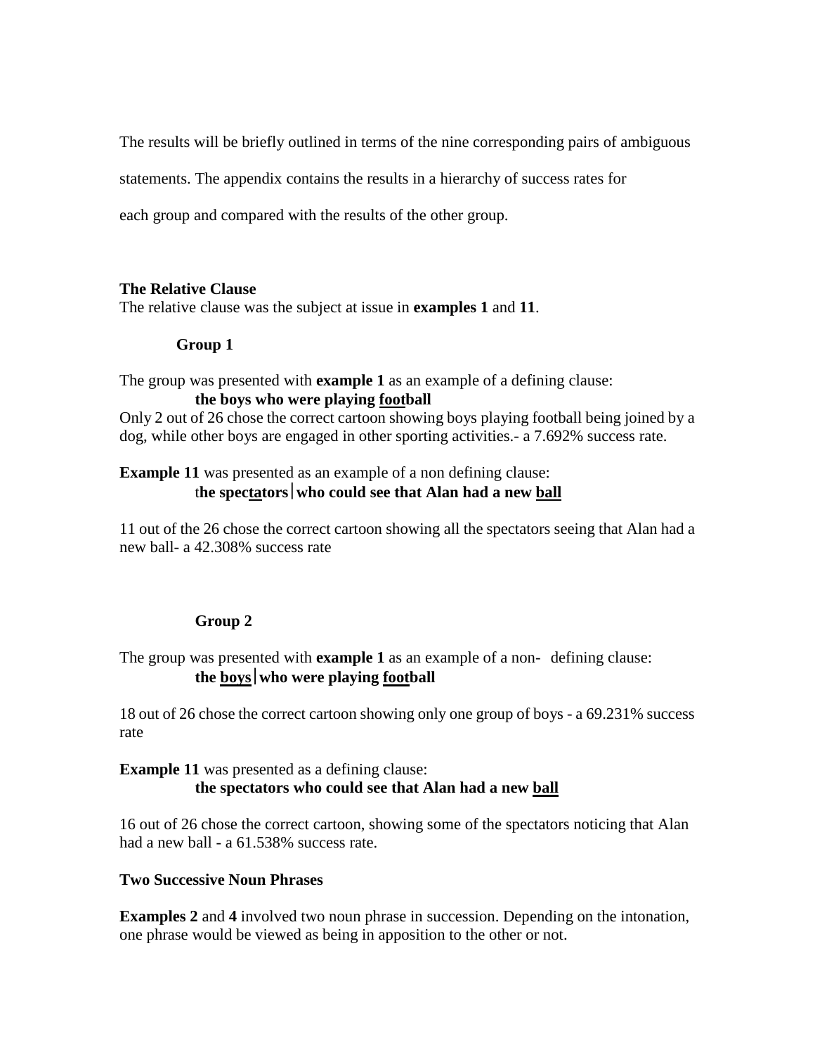The results will be briefly outlined in terms of the nine corresponding pairs of ambiguous statements. The appendix contains the results in a hierarchy of success rates for each group and compared with the results of the other group.

**The Relative Clause**

The relative clause was the subject at issue in **examples 1** and **11**.

**Group 1**

The group was presented with **example 1** as an example of a defining clause:

**the boys who were playing <u>foot</u>ball**

Only 2 out of 26 chose the correct cartoon showing boys playing football being joined by a dog, while other boys are engaged in other sporting activities.- a 7.692% success rate.

**Example 11** was presented as an example of a non defining clause:

t**he spec<u>ta</u>tors|who could see that Alan had a new <u>ball</u>**

11 out of the 26 chose the correct cartoon showing all the spectators seeing that Alan had a new ball- a 42.308% success rate

**Group 2**

The group was presented with **example 1** as an example of a non- defining clause:

**the <u>boys</u>|who were playing <u>foot</u>ball**

18 out of 26 chose the correct cartoon showing only one group of boys - a 69.231% success rate

**Example 11** was presented as a defining clause:

**the spectators who could see that Alan had a new <u>ball</u>**

16 out of 26 chose the correct cartoon, showing some of the spectators noticing that Alan had a new ball - a 61.538% success rate.

**Two Successive Noun Phrases**

**Examples 2** and **4** involved two noun phrase in succession. Depending on the intonation, one phrase would be viewed as being in apposition to the other or not.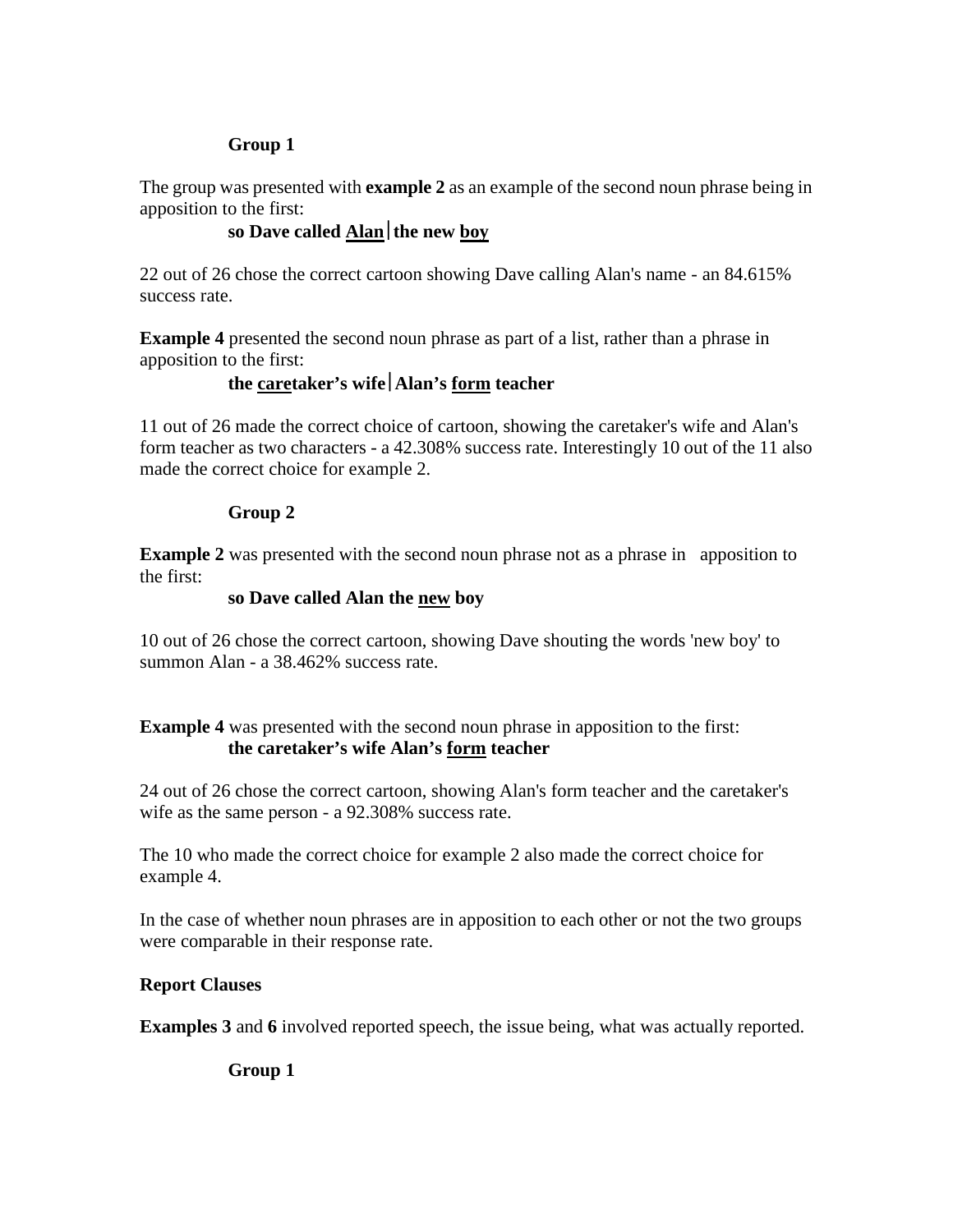**Group 1**

The group was presented with **example 2** as an example of the second noun phrase being in apposition to the first:

**so Dave called <u>Alan</u>|the new <u>boy</u>**

22 out of 26 chose the correct cartoon showing Dave calling Alan's name - an 84.615% success rate.

**Example 4** presented the second noun phrase as part of a list, rather than a phrase in apposition to the first:

**the <u>care</u>taker's wife|Alan's <u>form</u> teacher**

11 out of 26 made the correct choice of cartoon, showing the caretaker's wife and Alan's form teacher as two characters - a 42.308% success rate. Interestingly 10 out of the 11 also made the correct choice for example 2.

**Group 2**

**Example 2** was presented with the second noun phrase not as a phrase in apposition to the first:

**so Dave called Alan the <u>new</u> boy**

10 out of 26 chose the correct cartoon, showing Dave shouting the words 'new boy' to summon Alan - a 38.462% success rate.

**Example 4** was presented with the second noun phrase in apposition to the first:

**the caretaker's wife Alan's <u>form</u> teacher**

24 out of 26 chose the correct cartoon, showing Alan's form teacher and the caretaker's wife as the same person - a 92.308% success rate.

The 10 who made the correct choice for example 2 also made the correct choice for example 4.

In the case of whether noun phrases are in apposition to each other or not the two groups were comparable in their response rate.

**Report Clauses**

**Examples 3** and **6** involved reported speech, the issue being, what was actually reported.

**Group 1**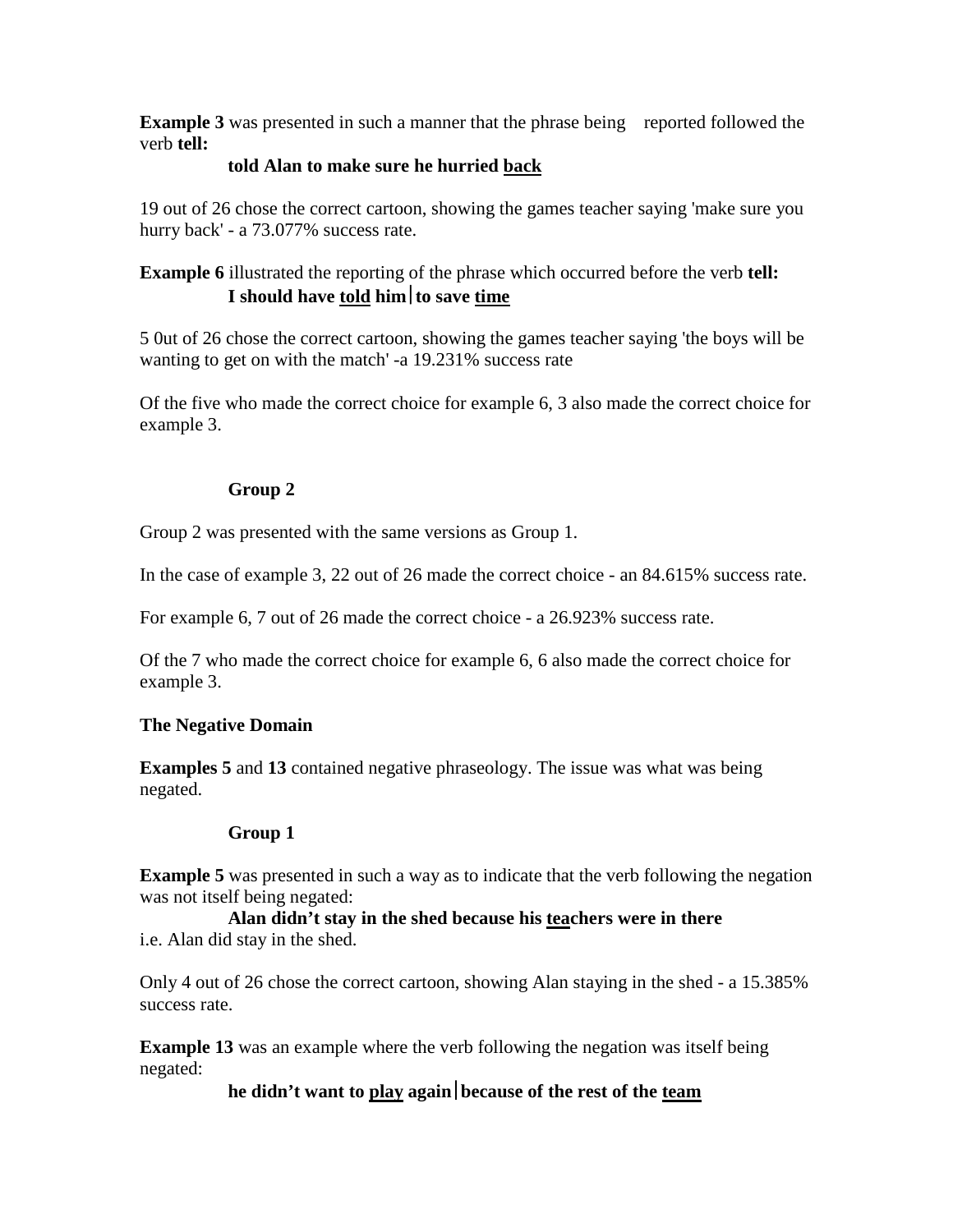**Example 3** was presented in such a manner that the phrase being reported followed the verb **tell:**

**told Alan to make sure he hurried <u>back</u>**

19 out of 26 chose the correct cartoon, showing the games teacher saying 'make sure you hurry back' - a 73.077% success rate.

**Example 6** illustrated the reporting of the phrase which occurred before the verb **tell:**

**I should have <u>told</u> him|to save <u>time</u>**

5 0ut of 26 chose the correct cartoon, showing the games teacher saying 'the boys will be wanting to get on with the match' -a 19.231% success rate

Of the five who made the correct choice for example 6, 3 also made the correct choice for example 3.

**Group 2**

Group 2 was presented with the same versions as Group 1.

In the case of example 3, 22 out of 26 made the correct choice - an 84.615% success rate.

For example 6, 7 out of 26 made the correct choice - a 26.923% success rate.

Of the 7 who made the correct choice for example 6, 6 also made the correct choice for example 3.

**The Negative Domain**

**Examples 5** and **13** contained negative phraseology. The issue was what was being negated.

**Group 1**

**Example 5** was presented in such a way as to indicate that the verb following the negation was not itself being negated:

**Alan didn't stay in the shed because his <u>tea</u>chers were in there**
i.e. Alan did stay in the shed.

Only 4 out of 26 chose the correct cartoon, showing Alan staying in the shed - a 15.385% success rate.

**Example 13** was an example where the verb following the negation was itself being negated:

**he didn't want to <u>play</u> again|because of the rest of the <u>team</u>**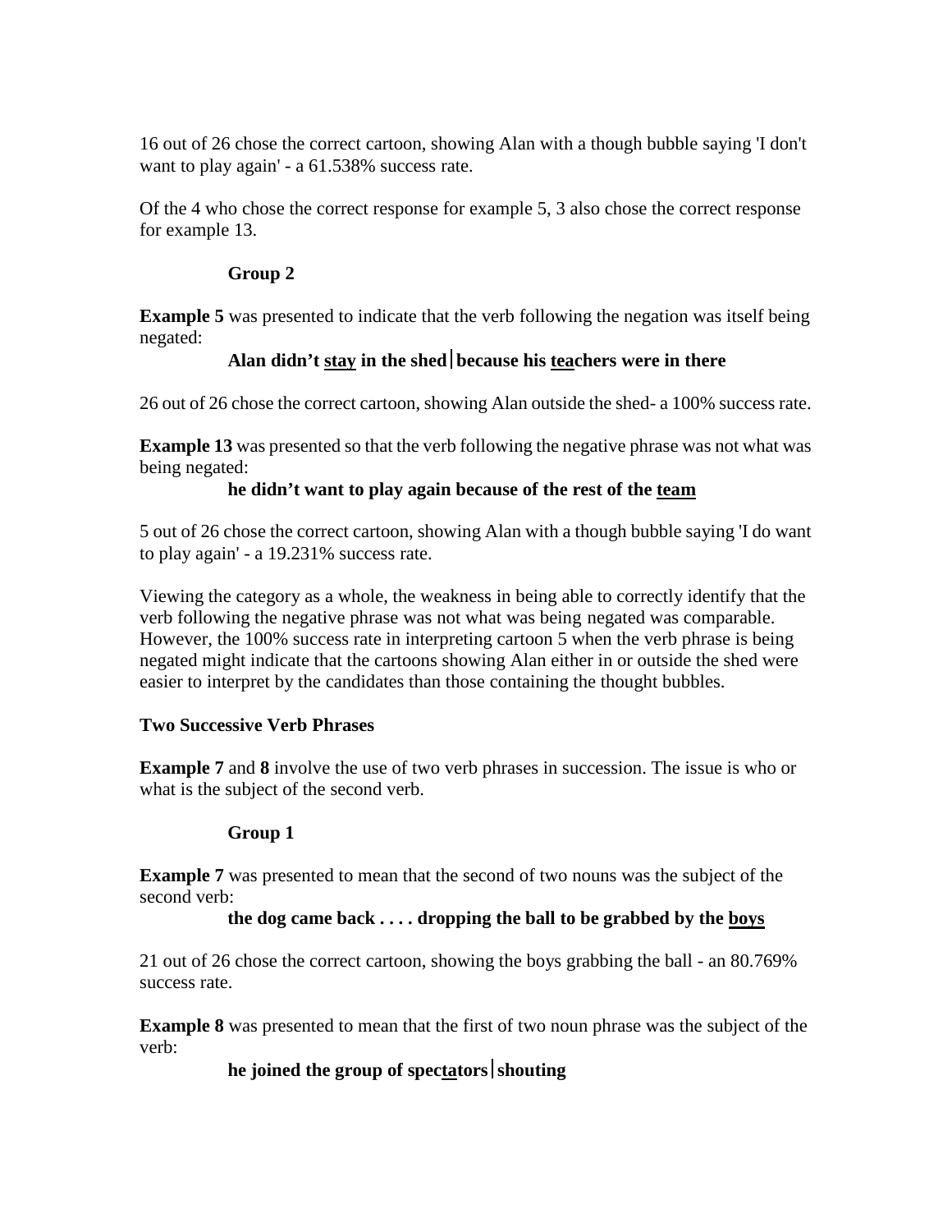16 out of 26 chose the correct cartoon, showing Alan with a though bubble saying 'I don't want to play again' - a 61.538% success rate.

Of the 4 who chose the correct response for example 5, 3 also chose the correct response for example 13.

**Group 2**

**Example 5** was presented to indicate that the verb following the negation was itself being negated:

**Alan didn't <u>stay</u> in the shed | because his <u>tea</u>chers were in there**

26 out of 26 chose the correct cartoon, showing Alan outside the shed- a 100% success rate.

**Example 13** was presented so that the verb following the negative phrase was not what was being negated:

**he didn't want to play again because of the rest of the <u>team</u>**

5 out of 26 chose the correct cartoon, showing Alan with a though bubble saying 'I do want to play again' - a 19.231% success rate.

Viewing the category as a whole, the weakness in being able to correctly identify that the verb following the negative phrase was not what was being negated was comparable. However, the 100% success rate in interpreting cartoon 5 when the verb phrase is being negated might indicate that the cartoons showing Alan either in or outside the shed were easier to interpret by the candidates than those containing the thought bubbles.

**Two Successive Verb Phrases**

**Example 7** and **8** involve the use of two verb phrases in succession. The issue is who or what is the subject of the second verb.

**Group 1**

**Example 7** was presented to mean that the second of two nouns was the subject of the second verb:

**the dog came back . . . . dropping the ball to be grabbed by the <u>boys</u>**

21 out of 26 chose the correct cartoon, showing the boys grabbing the ball - an 80.769% success rate.

**Example 8** was presented to mean that the first of two noun phrase was the subject of the verb:

**he joined the group of spec<u>ta</u>tors | shouting**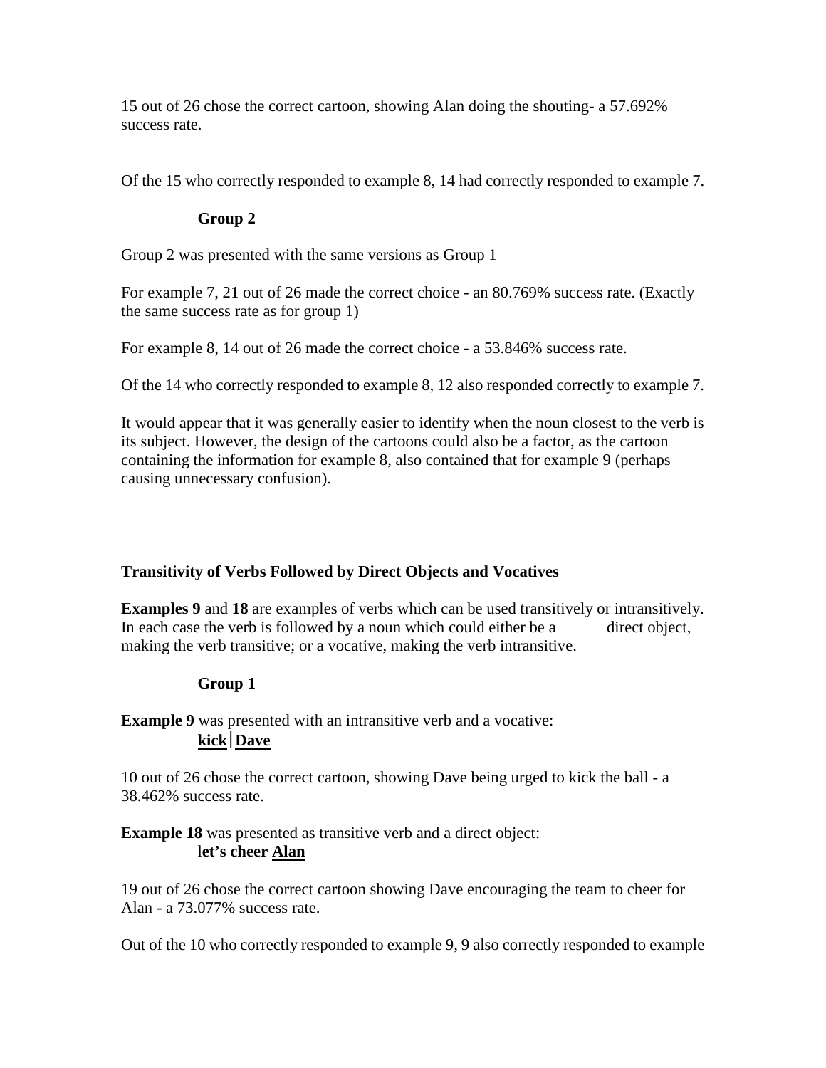15 out of 26 chose the correct cartoon, showing Alan doing the shouting- a 57.692% success rate.

Of the 15 who correctly responded to example 8, 14 had correctly responded to example 7.

**Group 2**

Group 2 was presented with the same versions as Group 1

For example 7, 21 out of 26 made the correct choice - an 80.769% success rate. (Exactly the same success rate as for group 1)

For example 8, 14 out of 26 made the correct choice - a 53.846% success rate.

Of the 14 who correctly responded to example 8, 12 also responded correctly to example 7.

It would appear that it was generally easier to identify when the noun closest to the verb is its subject. However, the design of the cartoons could also be a factor, as the cartoon containing the information for example 8, also contained that for example 9 (perhaps causing unnecessary confusion).

**Transitivity of Verbs Followed by Direct Objects and Vocatives**

**Examples 9** and **18** are examples of verbs which can be used transitively or intransitively. In each case the verb is followed by a noun which could either be a direct object, making the verb transitive; or a vocative, making the verb intransitive.

**Group 1**

**Example 9** was presented with an intransitive verb and a vocative:
**kick|Dave**

10 out of 26 chose the correct cartoon, showing Dave being urged to kick the ball - a 38.462% success rate.

**Example 18** was presented as transitive verb and a direct object:
l**et's cheer Alan**

19 out of 26 chose the correct cartoon showing Dave encouraging the team to cheer for Alan - a 73.077% success rate.

Out of the 10 who correctly responded to example 9, 9 also correctly responded to example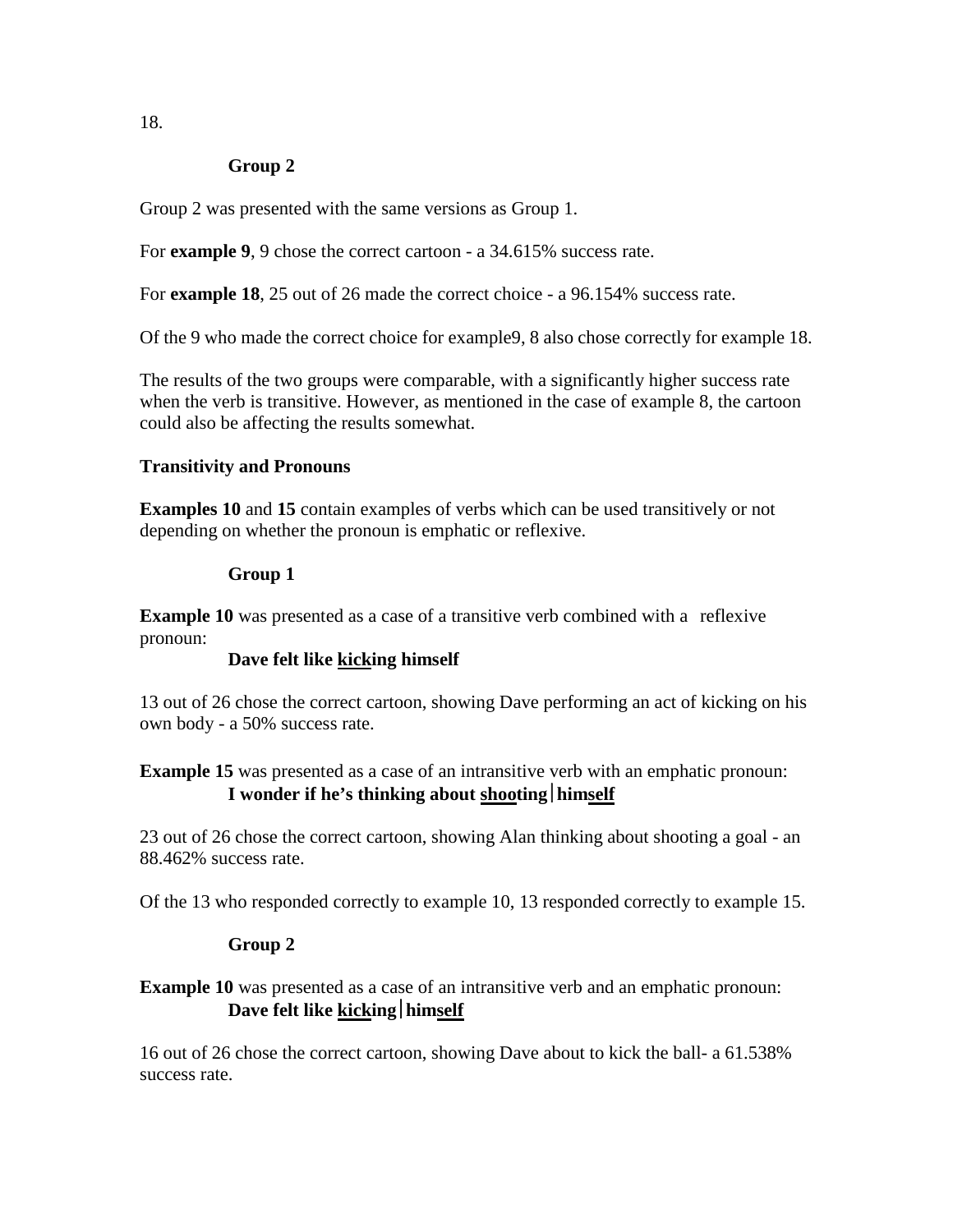18.

**Group 2**

Group 2 was presented with the same versions as Group 1.

For **example 9**, 9 chose the correct cartoon - a 34.615% success rate.

For **example 18**, 25 out of 26 made the correct choice - a 96.154% success rate.

Of the 9 who made the correct choice for example9, 8 also chose correctly for example 18.

The results of the two groups were comparable, with a significantly higher success rate when the verb is transitive. However, as mentioned in the case of example 8, the cartoon could also be affecting the results somewhat.

**Transitivity and Pronouns**

**Examples 10** and **15** contain examples of verbs which can be used transitively or not depending on whether the pronoun is emphatic or reflexive.

**Group 1**

**Example 10** was presented as a case of a transitive verb combined with a reflexive pronoun:

**Dave felt like <u>kick</u>ing himself**

13 out of 26 chose the correct cartoon, showing Dave performing an act of kicking on his own body - a 50% success rate.

**Example 15** was presented as a case of an intransitive verb with an emphatic pronoun:

**I wonder if he's thinking about <u>shoo</u>ting|him<u>self</u>**

23 out of 26 chose the correct cartoon, showing Alan thinking about shooting a goal - an 88.462% success rate.

Of the 13 who responded correctly to example 10, 13 responded correctly to example 15.

**Group 2**

**Example 10** was presented as a case of an intransitive verb and an emphatic pronoun:

**Dave felt like <u>kick</u>ing|him<u>self</u>**

16 out of 26 chose the correct cartoon, showing Dave about to kick the ball- a 61.538% success rate.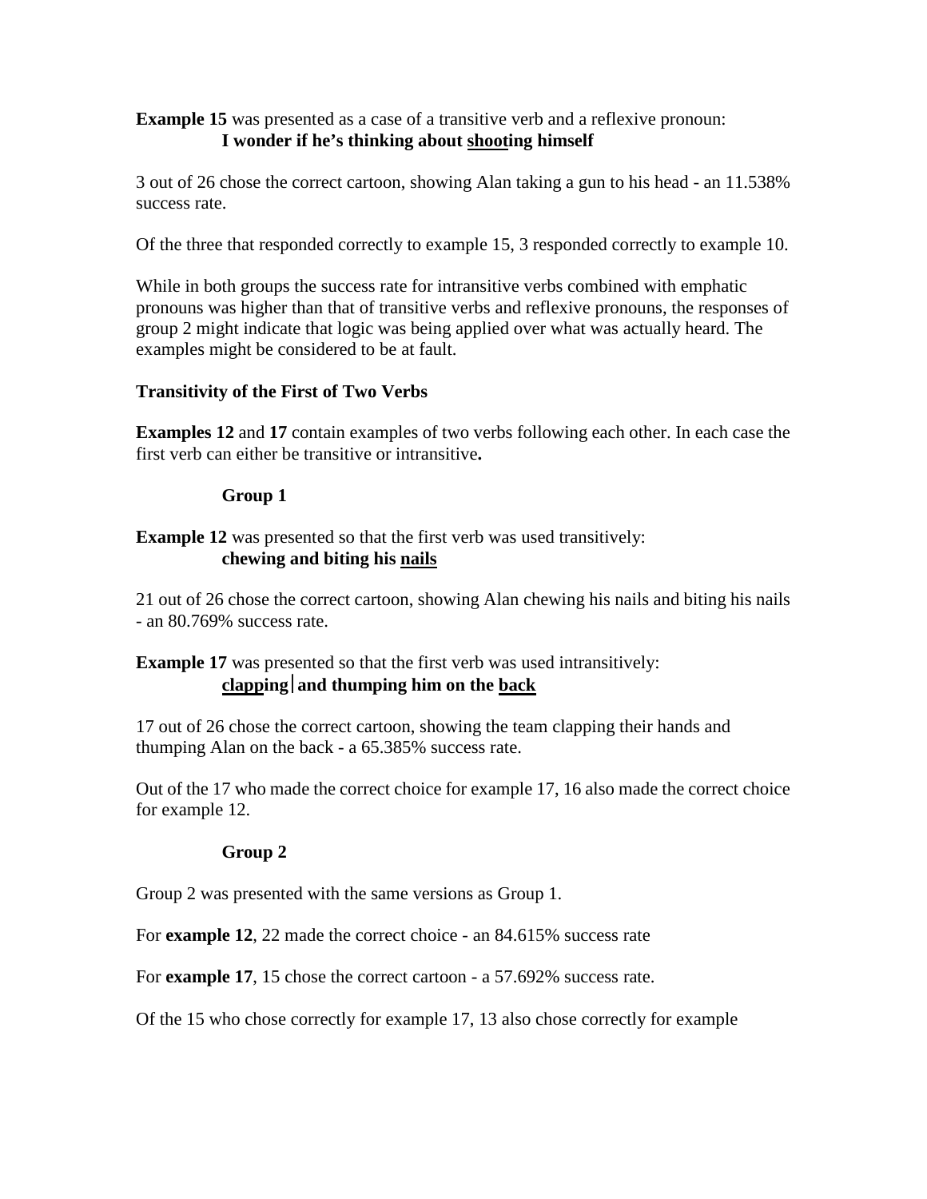**Example 15** was presented as a case of a transitive verb and a reflexive pronoun:

**I wonder if he's thinking about <u>shoot</u>ing himself**

3 out of 26 chose the correct cartoon, showing Alan taking a gun to his head - an 11.538% success rate.

Of the three that responded correctly to example 15, 3 responded correctly to example 10.

While in both groups the success rate for intransitive verbs combined with emphatic pronouns was higher than that of transitive verbs and reflexive pronouns, the responses of group 2 might indicate that logic was being applied over what was actually heard. The examples might be considered to be at fault.

### Transitivity of the First of Two Verbs

**Examples 12** and **17** contain examples of two verbs following each other. In each case the first verb can either be transitive or intransitive**.**

#### Group 1

**Example 12** was presented so that the first verb was used transitively:

**chewing and biting his <u>nails</u>**

21 out of 26 chose the correct cartoon, showing Alan chewing his nails and biting his nails - an 80.769% success rate.

**Example 17** was presented so that the first verb was used intransitively:

**<u>clapp</u>ing | and thumping him on the <u>back</u>**

17 out of 26 chose the correct cartoon, showing the team clapping their hands and thumping Alan on the back - a 65.385% success rate.

Out of the 17 who made the correct choice for example 17, 16 also made the correct choice for example 12.

#### Group 2

Group 2 was presented with the same versions as Group 1.

For **example 12**, 22 made the correct choice - an 84.615% success rate

For **example 17**, 15 chose the correct cartoon - a 57.692% success rate.

Of the 15 who chose correctly for example 17, 13 also chose correctly for example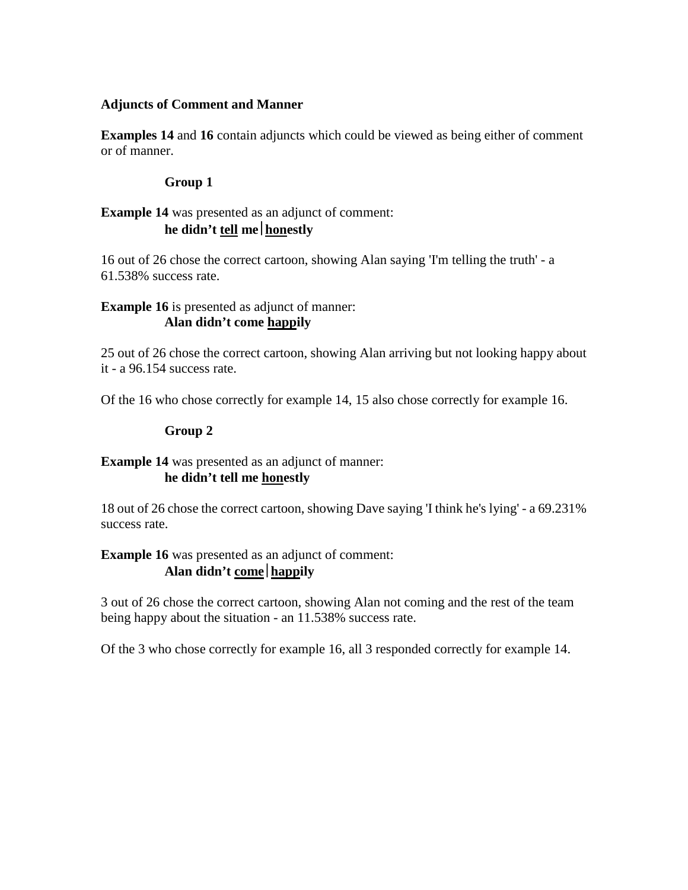**Adjuncts of Comment and Manner**

**Examples 14** and **16** contain adjuncts which could be viewed as being either of comment or of manner.

**Group 1**

**Example 14** was presented as an adjunct of comment:

**he didn't <u>tell</u> me | <u>hon</u>estly**

16 out of 26 chose the correct cartoon, showing Alan saying 'I'm telling the truth' - a 61.538% success rate.

**Example 16** is presented as adjunct of manner:

**Alan didn't come <u>happ</u>ily**

25 out of 26 chose the correct cartoon, showing Alan arriving but not looking happy about it - a 96.154 success rate.

Of the 16 who chose correctly for example 14, 15 also chose correctly for example 16.

**Group 2**

**Example 14** was presented as an adjunct of manner:

**he didn't tell me <u>hon</u>estly**

18 out of 26 chose the correct cartoon, showing Dave saying 'I think he's lying' - a 69.231% success rate.

**Example 16** was presented as an adjunct of comment:

**Alan didn't <u>come</u> | <u>happ</u>ily**

3 out of 26 chose the correct cartoon, showing Alan not coming and the rest of the team being happy about the situation - an 11.538% success rate.

Of the 3 who chose correctly for example 16, all 3 responded correctly for example 14.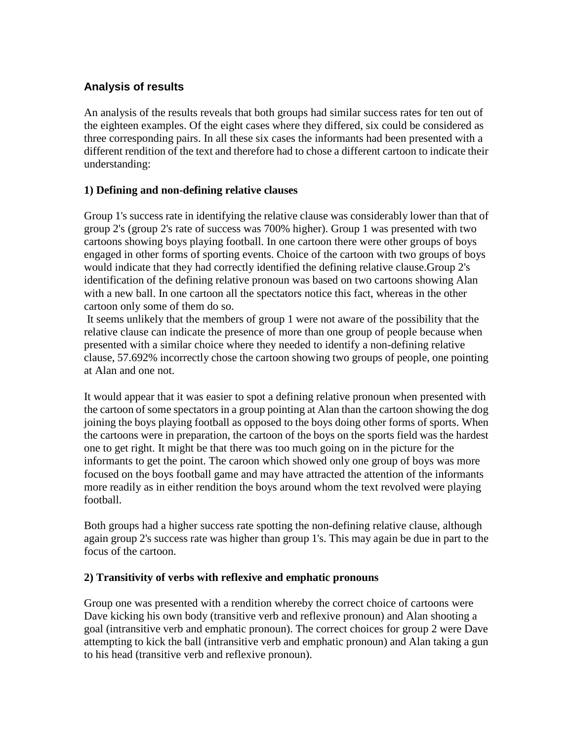### Analysis of results

An analysis of the results reveals that both groups had similar success rates for ten out of the eighteen examples. Of the eight cases where they differed, six could be considered as three corresponding pairs. In all these six cases the informants had been presented with a different rendition of the text and therefore had to chose a different cartoon to indicate their understanding:

**1) Defining and non-defining relative clauses**

Group 1's success rate in identifying the relative clause was considerably lower than that of group 2's (group 2's rate of success was 700% higher). Group 1 was presented with two cartoons showing boys playing football. In one cartoon there were other groups of boys engaged in other forms of sporting events. Choice of the cartoon with two groups of boys would indicate that they had correctly identified the defining relative clause.Group 2's identification of the defining relative pronoun was based on two cartoons showing Alan with a new ball. In one cartoon all the spectators notice this fact, whereas in the other cartoon only some of them do so.

It seems unlikely that the members of group 1 were not aware of the possibility that the relative clause can indicate the presence of more than one group of people because when presented with a similar choice where they needed to identify a non-defining relative clause, 57.692% incorrectly chose the cartoon showing two groups of people, one pointing at Alan and one not.

It would appear that it was easier to spot a defining relative pronoun when presented with the cartoon of some spectators in a group pointing at Alan than the cartoon showing the dog joining the boys playing football as opposed to the boys doing other forms of sports. When the cartoons were in preparation, the cartoon of the boys on the sports field was the hardest one to get right. It might be that there was too much going on in the picture for the informants to get the point. The caroon which showed only one group of boys was more focused on the boys football game and may have attracted the attention of the informants more readily as in either rendition the boys around whom the text revolved were playing football.

Both groups had a higher success rate spotting the non-defining relative clause, although again group 2's success rate was higher than group 1's. This may again be due in part to the focus of the cartoon.

**2) Transitivity of verbs with reflexive and emphatic pronouns**

Group one was presented with a rendition whereby the correct choice of cartoons were Dave kicking his own body (transitive verb and reflexive pronoun) and Alan shooting a goal (intransitive verb and emphatic pronoun). The correct choices for group 2 were Dave attempting to kick the ball (intransitive verb and emphatic pronoun) and Alan taking a gun to his head (transitive verb and reflexive pronoun).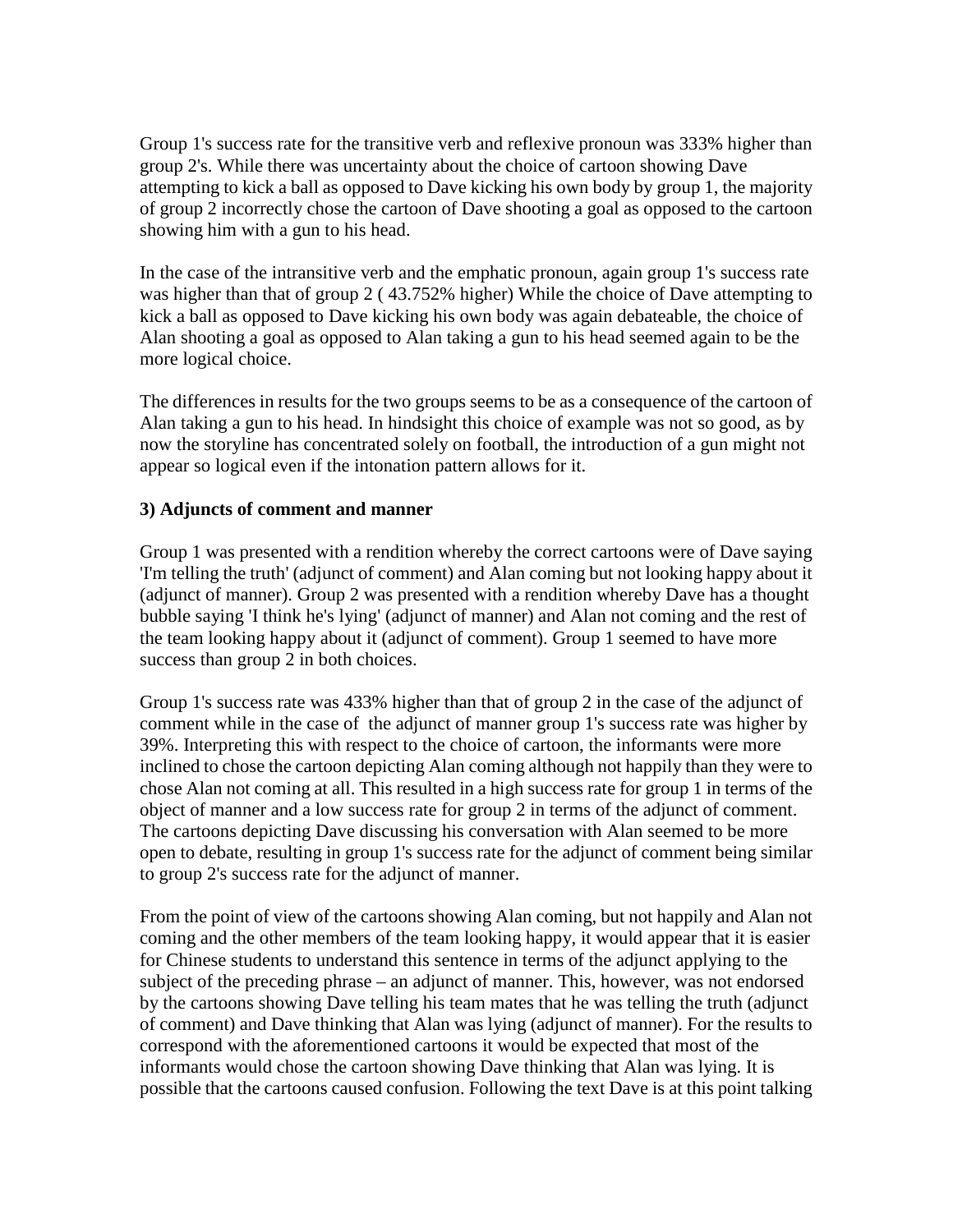Group 1's success rate for the transitive verb and reflexive pronoun was 333% higher than group 2's. While there was uncertainty about the choice of cartoon showing Dave attempting to kick a ball as opposed to Dave kicking his own body by group 1, the majority of group 2 incorrectly chose the cartoon of Dave shooting a goal as opposed to the cartoon showing him with a gun to his head.

In the case of the intransitive verb and the emphatic pronoun, again group 1's success rate was higher than that of group 2 ( 43.752% higher) While the choice of Dave attempting to kick a ball as opposed to Dave kicking his own body was again debateable, the choice of Alan shooting a goal as opposed to Alan taking a gun to his head seemed again to be the more logical choice.

The differences in results for the two groups seems to be as a consequence of the cartoon of Alan taking a gun to his head. In hindsight this choice of example was not so good, as by now the storyline has concentrated solely on football, the introduction of a gun might not appear so logical even if the intonation pattern allows for it.

**3) Adjuncts of comment and manner**

Group 1 was presented with a rendition whereby the correct cartoons were of Dave saying 'I'm telling the truth' (adjunct of comment) and Alan coming but not looking happy about it (adjunct of manner). Group 2 was presented with a rendition whereby Dave has a thought bubble saying 'I think he's lying' (adjunct of manner) and Alan not coming and the rest of the team looking happy about it (adjunct of comment). Group 1 seemed to have more success than group 2 in both choices.

Group 1's success rate was 433% higher than that of group 2 in the case of the adjunct of comment while in the case of the adjunct of manner group 1's success rate was higher by 39%. Interpreting this with respect to the choice of cartoon, the informants were more inclined to chose the cartoon depicting Alan coming although not happily than they were to chose Alan not coming at all. This resulted in a high success rate for group 1 in terms of the object of manner and a low success rate for group 2 in terms of the adjunct of comment. The cartoons depicting Dave discussing his conversation with Alan seemed to be more open to debate, resulting in group 1's success rate for the adjunct of comment being similar to group 2's success rate for the adjunct of manner.

From the point of view of the cartoons showing Alan coming, but not happily and Alan not coming and the other members of the team looking happy, it would appear that it is easier for Chinese students to understand this sentence in terms of the adjunct applying to the subject of the preceding phrase – an adjunct of manner. This, however, was not endorsed by the cartoons showing Dave telling his team mates that he was telling the truth (adjunct of comment) and Dave thinking that Alan was lying (adjunct of manner). For the results to correspond with the aforementioned cartoons it would be expected that most of the informants would chose the cartoon showing Dave thinking that Alan was lying. It is possible that the cartoons caused confusion. Following the text Dave is at this point talking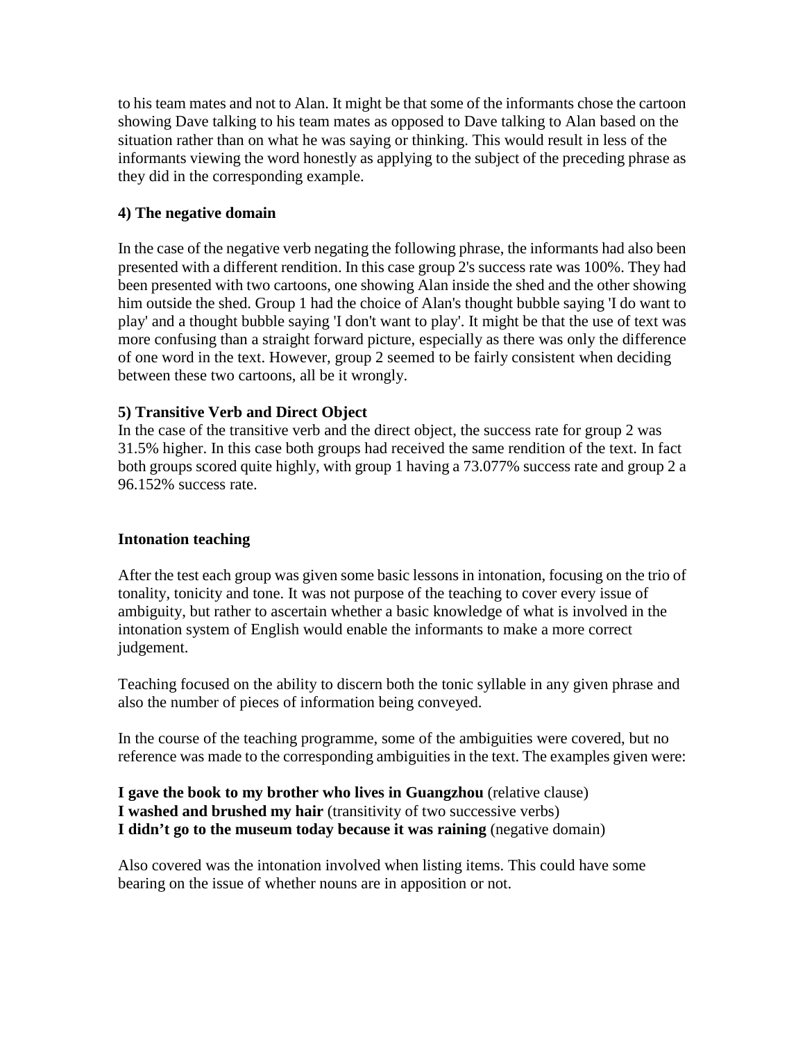to his team mates and not to Alan. It might be that some of the informants chose the cartoon showing Dave talking to his team mates as opposed to Dave talking to Alan based on the situation rather than on what he was saying or thinking. This would result in less of the informants viewing the word honestly as applying to the subject of the preceding phrase as they did in the corresponding example.

**4) The negative domain**

In the case of the negative verb negating the following phrase, the informants had also been presented with a different rendition. In this case group 2's success rate was 100%. They had been presented with two cartoons, one showing Alan inside the shed and the other showing him outside the shed. Group 1 had the choice of Alan's thought bubble saying 'I do want to play' and a thought bubble saying 'I don't want to play'. It might be that the use of text was more confusing than a straight forward picture, especially as there was only the difference of one word in the text. However, group 2 seemed to be fairly consistent when deciding between these two cartoons, all be it wrongly.

**5) Transitive Verb and Direct Object**

In the case of the transitive verb and the direct object, the success rate for group 2 was 31.5% higher. In this case both groups had received the same rendition of the text. In fact both groups scored quite highly, with group 1 having a 73.077% success rate and group 2 a 96.152% success rate.

**Intonation teaching**

After the test each group was given some basic lessons in intonation, focusing on the trio of tonality, tonicity and tone. It was not purpose of the teaching to cover every issue of ambiguity, but rather to ascertain whether a basic knowledge of what is involved in the intonation system of English would enable the informants to make a more correct judgement.

Teaching focused on the ability to discern both the tonic syllable in any given phrase and also the number of pieces of information being conveyed.

In the course of the teaching programme, some of the ambiguities were covered, but no reference was made to the corresponding ambiguities in the text. The examples given were:

**I gave the book to my brother who lives in Guangzhou** (relative clause)
**I washed and brushed my hair** (transitivity of two successive verbs)
**I didn't go to the museum today because it was raining** (negative domain)

Also covered was the intonation involved when listing items. This could have some bearing on the issue of whether nouns are in apposition or not.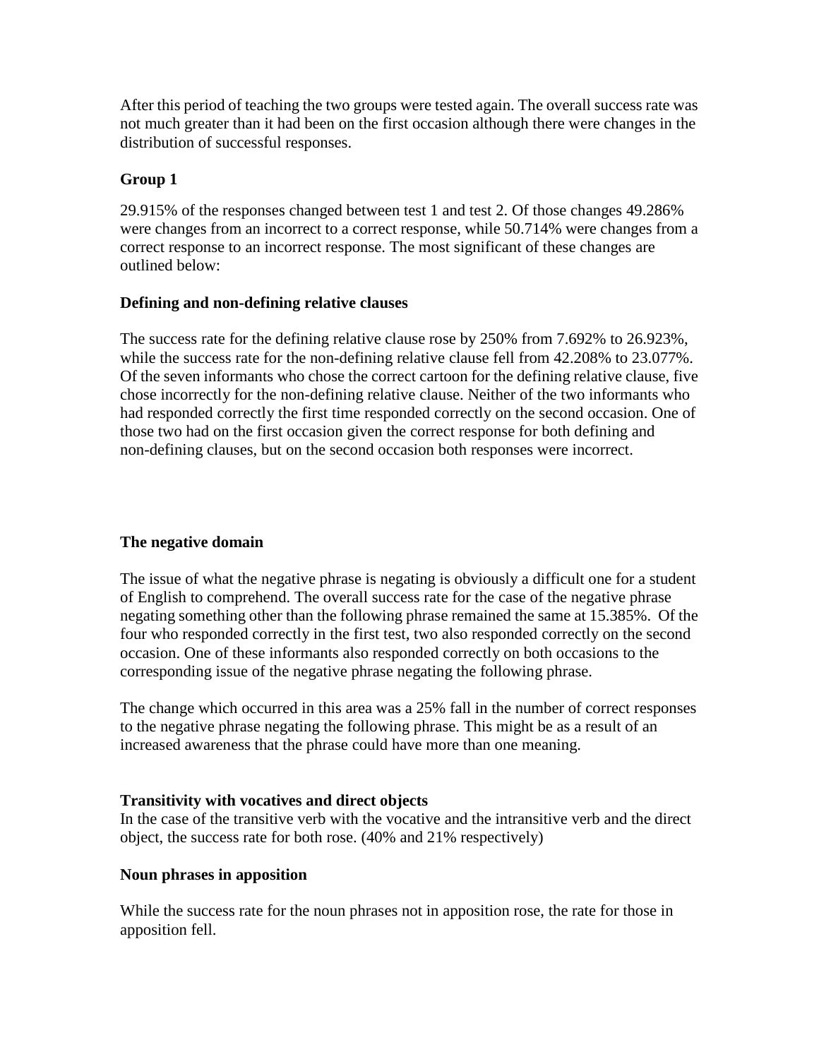After this period of teaching the two groups were tested again. The overall success rate was not much greater than it had been on the first occasion although there were changes in the distribution of successful responses.

**Group 1**

29.915% of the responses changed between test 1 and test 2. Of those changes 49.286% were changes from an incorrect to a correct response, while 50.714% were changes from a correct response to an incorrect response. The most significant of these changes are outlined below:

**Defining and non-defining relative clauses**

The success rate for the defining relative clause rose by 250% from 7.692% to 26.923%, while the success rate for the non-defining relative clause fell from 42.208% to 23.077%. Of the seven informants who chose the correct cartoon for the defining relative clause, five chose incorrectly for the non-defining relative clause. Neither of the two informants who had responded correctly the first time responded correctly on the second occasion. One of those two had on the first occasion given the correct response for both defining and non-defining clauses, but on the second occasion both responses were incorrect.

**The negative domain**

The issue of what the negative phrase is negating is obviously a difficult one for a student of English to comprehend. The overall success rate for the case of the negative phrase negating something other than the following phrase remained the same at 15.385%. Of the four who responded correctly in the first test, two also responded correctly on the second occasion. One of these informants also responded correctly on both occasions to the corresponding issue of the negative phrase negating the following phrase.

The change which occurred in this area was a 25% fall in the number of correct responses to the negative phrase negating the following phrase. This might be as a result of an increased awareness that the phrase could have more than one meaning.

**Transitivity with vocatives and direct objects**

In the case of the transitive verb with the vocative and the intransitive verb and the direct object, the success rate for both rose. (40% and 21% respectively)

**Noun phrases in apposition**

While the success rate for the noun phrases not in apposition rose, the rate for those in apposition fell.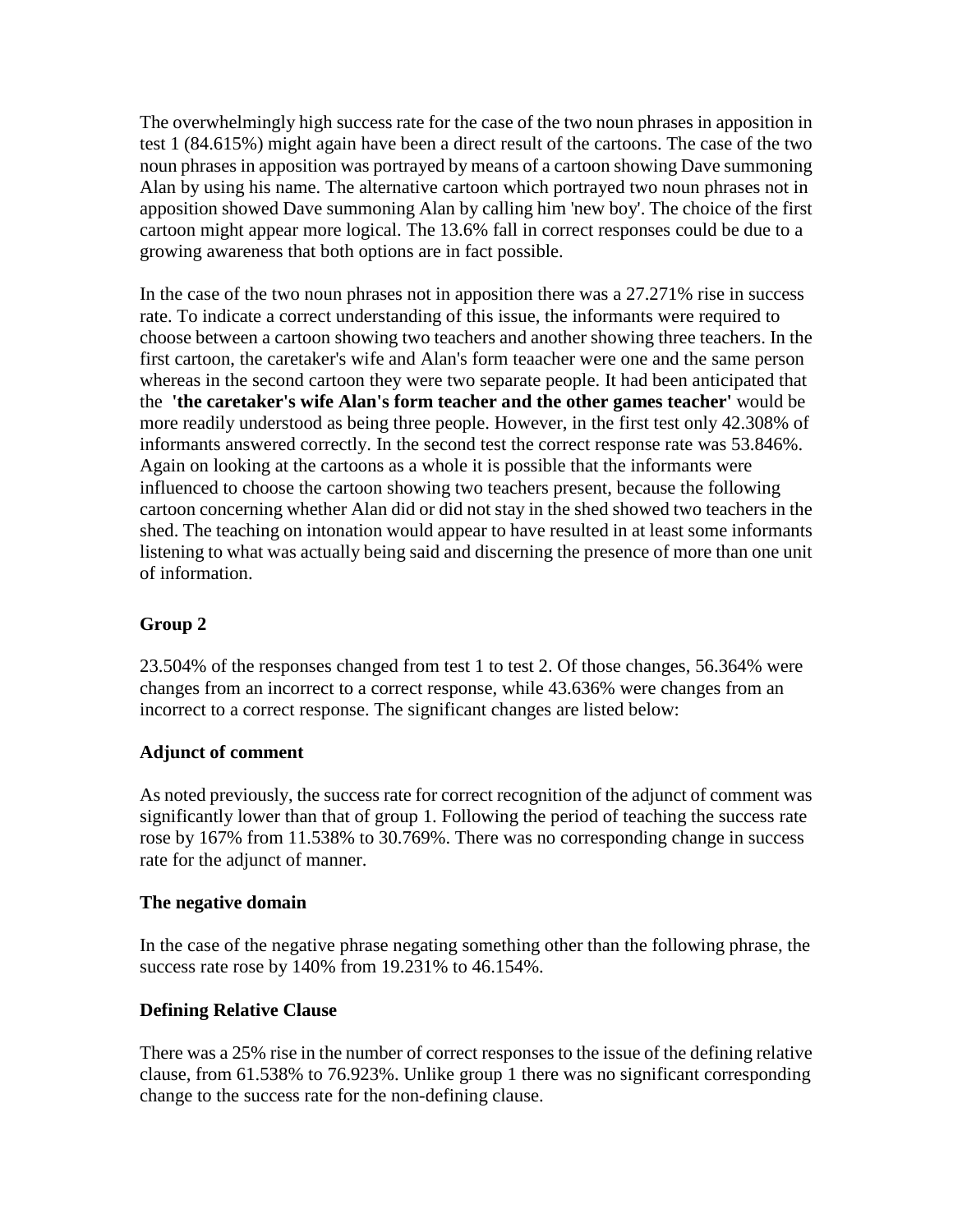The overwhelmingly high success rate for the case of the two noun phrases in apposition in test 1 (84.615%) might again have been a direct result of the cartoons. The case of the two noun phrases in apposition was portrayed by means of a cartoon showing Dave summoning Alan by using his name. The alternative cartoon which portrayed two noun phrases not in apposition showed Dave summoning Alan by calling him 'new boy'. The choice of the first cartoon might appear more logical. The 13.6% fall in correct responses could be due to a growing awareness that both options are in fact possible.

In the case of the two noun phrases not in apposition there was a 27.271% rise in success rate. To indicate a correct understanding of this issue, the informants were required to choose between a cartoon showing two teachers and another showing three teachers. In the first cartoon, the caretaker's wife and Alan's form teaacher were one and the same person whereas in the second cartoon they were two separate people. It had been anticipated that the **'the caretaker's wife Alan's form teacher and the other games teacher'** would be more readily understood as being three people. However, in the first test only 42.308% of informants answered correctly. In the second test the correct response rate was 53.846%. Again on looking at the cartoons as a whole it is possible that the informants were influenced to choose the cartoon showing two teachers present, because the following cartoon concerning whether Alan did or did not stay in the shed showed two teachers in the shed. The teaching on intonation would appear to have resulted in at least some informants listening to what was actually being said and discerning the presence of more than one unit of information.

**Group 2**

23.504% of the responses changed from test 1 to test 2. Of those changes, 56.364% were changes from an incorrect to a correct response, while 43.636% were changes from an incorrect to a correct response. The significant changes are listed below:

**Adjunct of comment**

As noted previously, the success rate for correct recognition of the adjunct of comment was significantly lower than that of group 1. Following the period of teaching the success rate rose by 167% from 11.538% to 30.769%. There was no corresponding change in success rate for the adjunct of manner.

**The negative domain**

In the case of the negative phrase negating something other than the following phrase, the success rate rose by 140% from 19.231% to 46.154%.

**Defining Relative Clause**

There was a 25% rise in the number of correct responses to the issue of the defining relative clause, from 61.538% to 76.923%. Unlike group 1 there was no significant corresponding change to the success rate for the non-defining clause.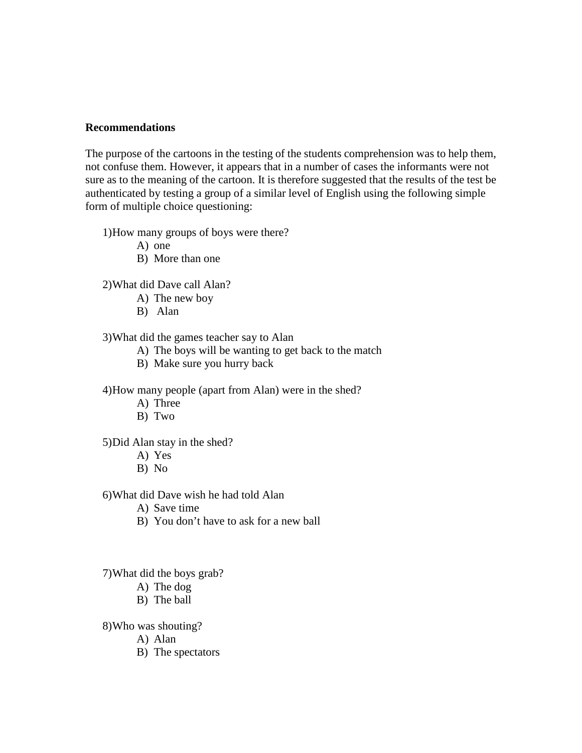**Recommendations**

The purpose of the cartoons in the testing of the students comprehension was to help them, not confuse them. However, it appears that in a number of cases the informants were not sure as to the meaning of the cartoon. It is therefore suggested that the results of the test be authenticated by testing a group of a similar level of English using the following simple form of multiple choice questioning:

1) How many groups of boys were there?
   - A) one
   - B) More than one

2) What did Dave call Alan?
   - A) The new boy
   - B) Alan

3) What did the games teacher say to Alan
   - A) The boys will be wanting to get back to the match
   - B) Make sure you hurry back

4) How many people (apart from Alan) were in the shed?
   - A) Three
   - B) Two

5) Did Alan stay in the shed?
   - A) Yes
   - B) No

6) What did Dave wish he had told Alan
   - A) Save time
   - B) You don't have to ask for a new ball

7) What did the boys grab?
   - A) The dog
   - B) The ball

8) Who was shouting?
   - A) Alan
   - B) The spectators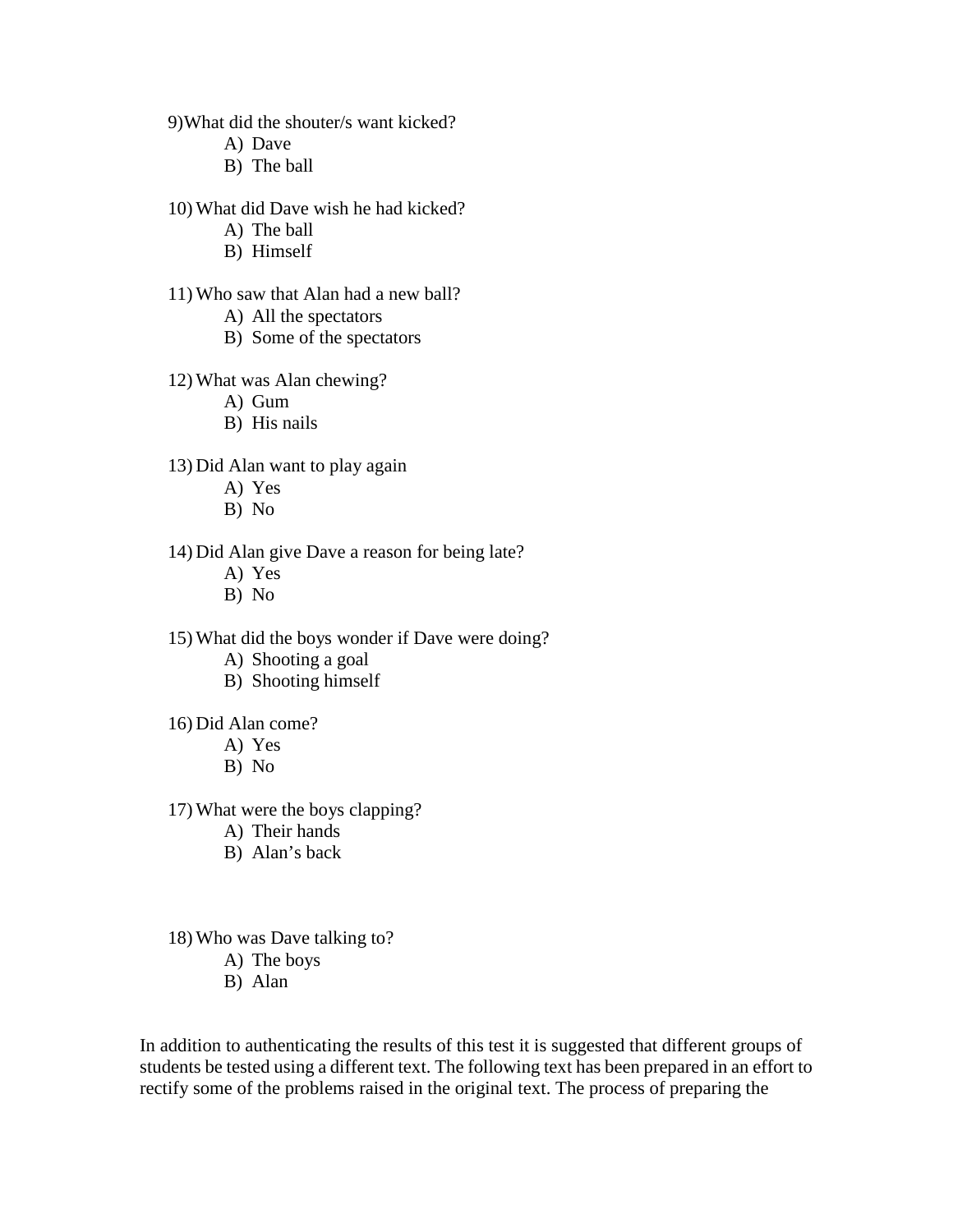9) What did the shouter/s want kicked?
   A) Dave
   B) The ball

10) What did Dave wish he had kicked?
   A) The ball
   B) Himself

11) Who saw that Alan had a new ball?
   A) All the spectators
   B) Some of the spectators

12) What was Alan chewing?
   A) Gum
   B) His nails

13) Did Alan want to play again
   A) Yes
   B) No

14) Did Alan give Dave a reason for being late?
   A) Yes
   B) No

15) What did the boys wonder if Dave were doing?
   A) Shooting a goal
   B) Shooting himself

16) Did Alan come?
   A) Yes
   B) No

17) What were the boys clapping?
   A) Their hands
   B) Alan's back

18) Who was Dave talking to?
   A) The boys
   B) Alan

In addition to authenticating the results of this test it is suggested that different groups of students be tested using a different text. The following text has been prepared in an effort to rectify some of the problems raised in the original text. The process of preparing the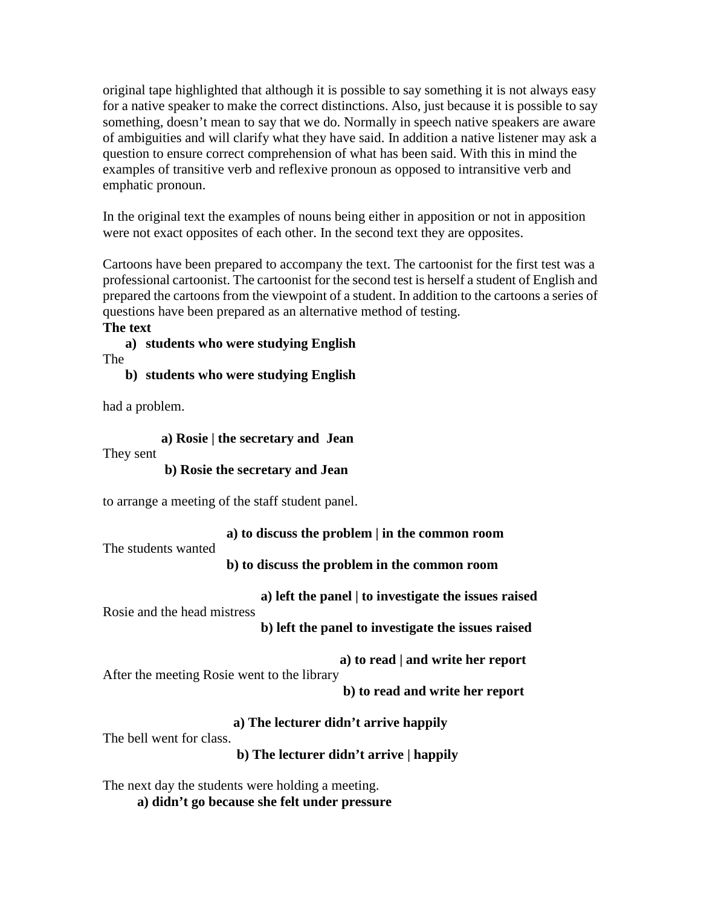original tape highlighted that although it is possible to say something it is not always easy for a native speaker to make the correct distinctions. Also, just because it is possible to say something, doesn't mean to say that we do. Normally in speech native speakers are aware of ambiguities and will clarify what they have said. In addition a native listener may ask a question to ensure correct comprehension of what has been said. With this in mind the examples of transitive verb and reflexive pronoun as opposed to intransitive verb and emphatic pronoun.

In the original text the examples of nouns being either in apposition or not in apposition were not exact opposites of each other. In the second text they are opposites.

Cartoons have been prepared to accompany the text. The cartoonist for the first test was a professional cartoonist. The cartoonist for the second test is herself a student of English and prepared the cartoons from the viewpoint of a student. In addition to the cartoons a series of questions have been prepared as an alternative method of testing.

**The text**

**a) students who were studying English**

The

**b) students who were studying English**

had a problem.

**a) Rosie | the secretary and Jean**

They sent

**b) Rosie the secretary and Jean**

to arrange a meeting of the staff student panel.

**a) to discuss the problem | in the common room**

The students wanted

**b) to discuss the problem in the common room**

**a) left the panel | to investigate the issues raised**

Rosie and the head mistress

**b) left the panel to investigate the issues raised**

**a) to read | and write her report**

After the meeting Rosie went to the library

**b) to read and write her report**

**a) The lecturer didn't arrive happily**

The bell went for class.

**b) The lecturer didn't arrive | happily**

The next day the students were holding a meeting.

**a) didn't go because she felt under pressure**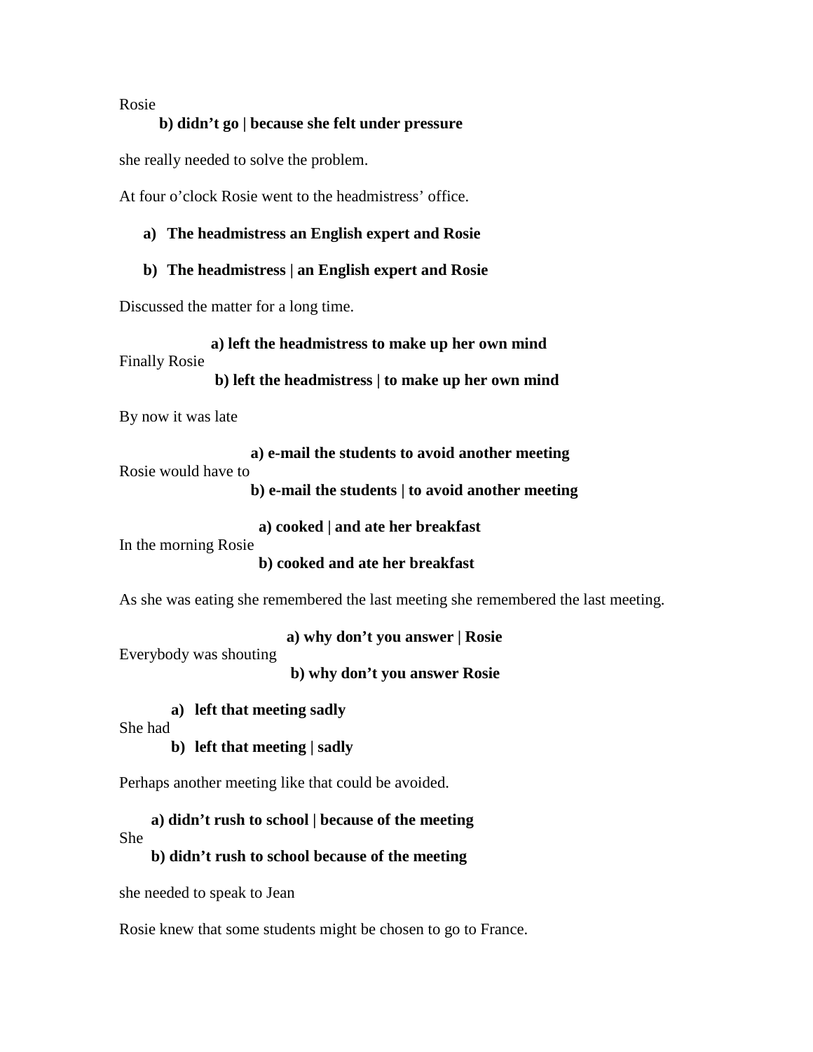Rosie

**b) didn't go | because she felt under pressure**

she really needed to solve the problem.

At four o'clock Rosie went to the headmistress' office.

a) **The headmistress an English expert and Rosie**

b) **The headmistress | an English expert and Rosie**

Discussed the matter for a long time.

**a) left the headmistress to make up her own mind**

Finally Rosie

**b) left the headmistress | to make up her own mind**

By now it was late

**a) e-mail the students to avoid another meeting**

Rosie would have to

**b) e-mail the students | to avoid another meeting**

**a) cooked | and ate her breakfast**

In the morning Rosie

**b) cooked and ate her breakfast**

As she was eating she remembered the last meeting she remembered the last meeting.

**a) why don't you answer | Rosie**

Everybody was shouting

**b) why don't you answer Rosie**

a) **left that meeting sadly**

She had

b) **left that meeting | sadly**

Perhaps another meeting like that could be avoided.

**a) didn't rush to school | because of the meeting**

She

**b) didn't rush to school because of the meeting**

she needed to speak to Jean

Rosie knew that some students might be chosen to go to France.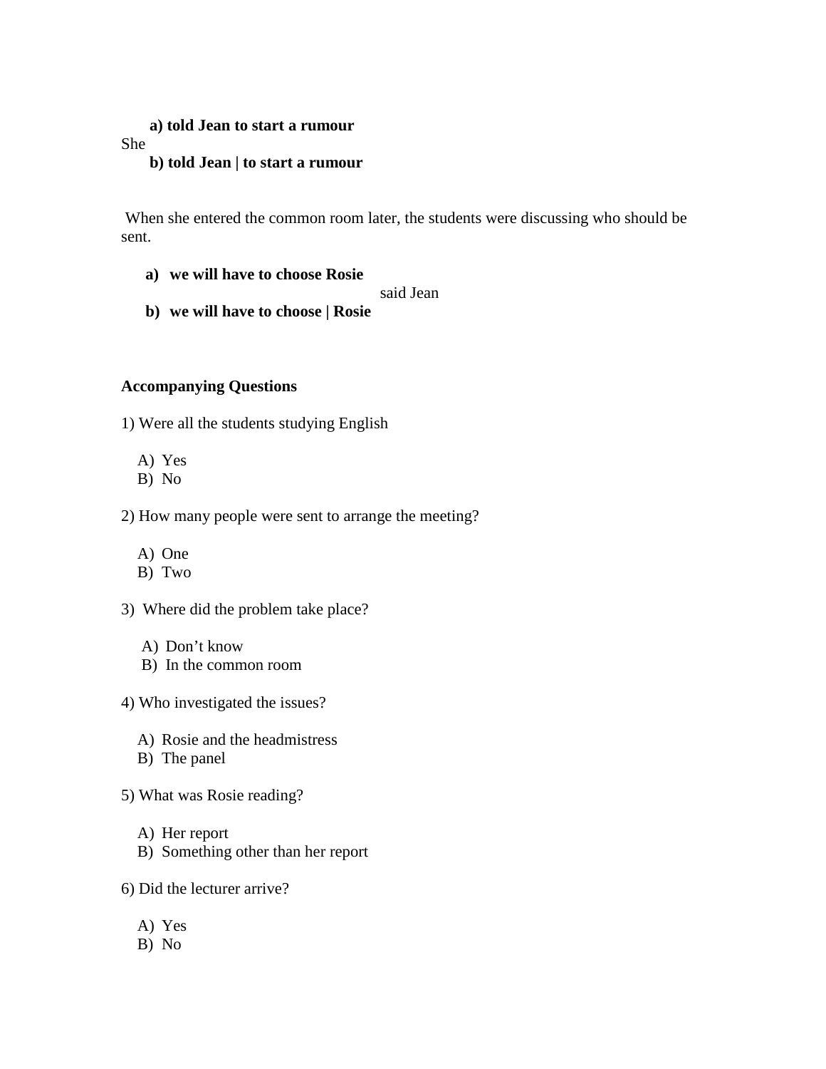She

**a) told Jean to start a rumour**

**b) told Jean | to start a rumour**

When she entered the common room later, the students were discussing who should be sent.

**a) we will have to choose Rosie**

**b) we will have to choose | Rosie**

said Jean

**Accompanying Questions**

1) Were all the students studying English

A) Yes
B) No

2) How many people were sent to arrange the meeting?

A) One
B) Two

3) Where did the problem take place?

A) Don't know
B) In the common room

4) Who investigated the issues?

A) Rosie and the headmistress
B) The panel

5) What was Rosie reading?

A) Her report
B) Something other than her report

6) Did the lecturer arrive?

A) Yes
B) No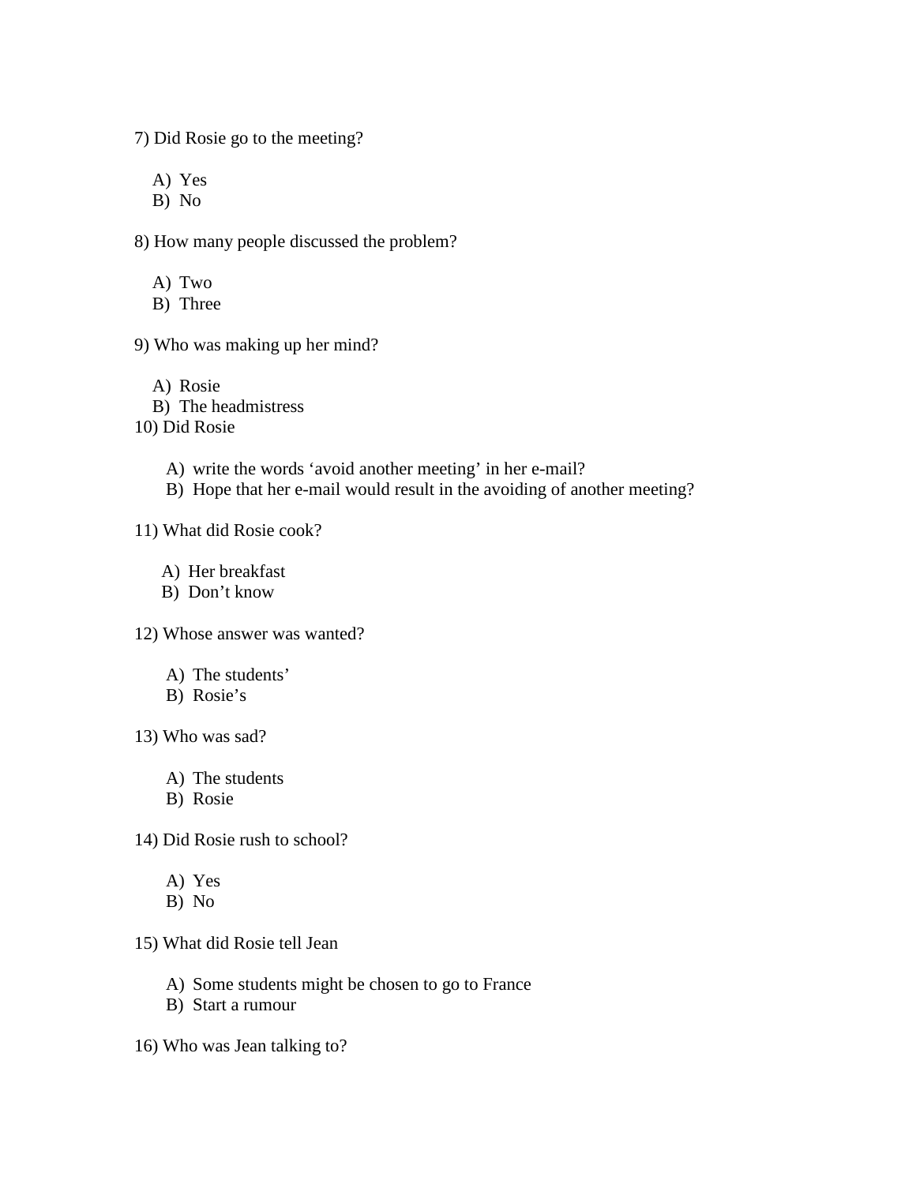7) Did Rosie go to the meeting?

A) Yes
B) No

8) How many people discussed the problem?

A) Two
B) Three

9) Who was making up her mind?

A) Rosie
B) The headmistress

10) Did Rosie

A) write the words ‘avoid another meeting’ in her e-mail?
B) Hope that her e-mail would result in the avoiding of another meeting?

11) What did Rosie cook?

A) Her breakfast
B) Don’t know

12) Whose answer was wanted?

A) The students’
B) Rosie’s

13) Who was sad?

A) The students
B) Rosie

14) Did Rosie rush to school?

A) Yes
B) No

15) What did Rosie tell Jean

A) Some students might be chosen to go to France
B) Start a rumour

16) Who was Jean talking to?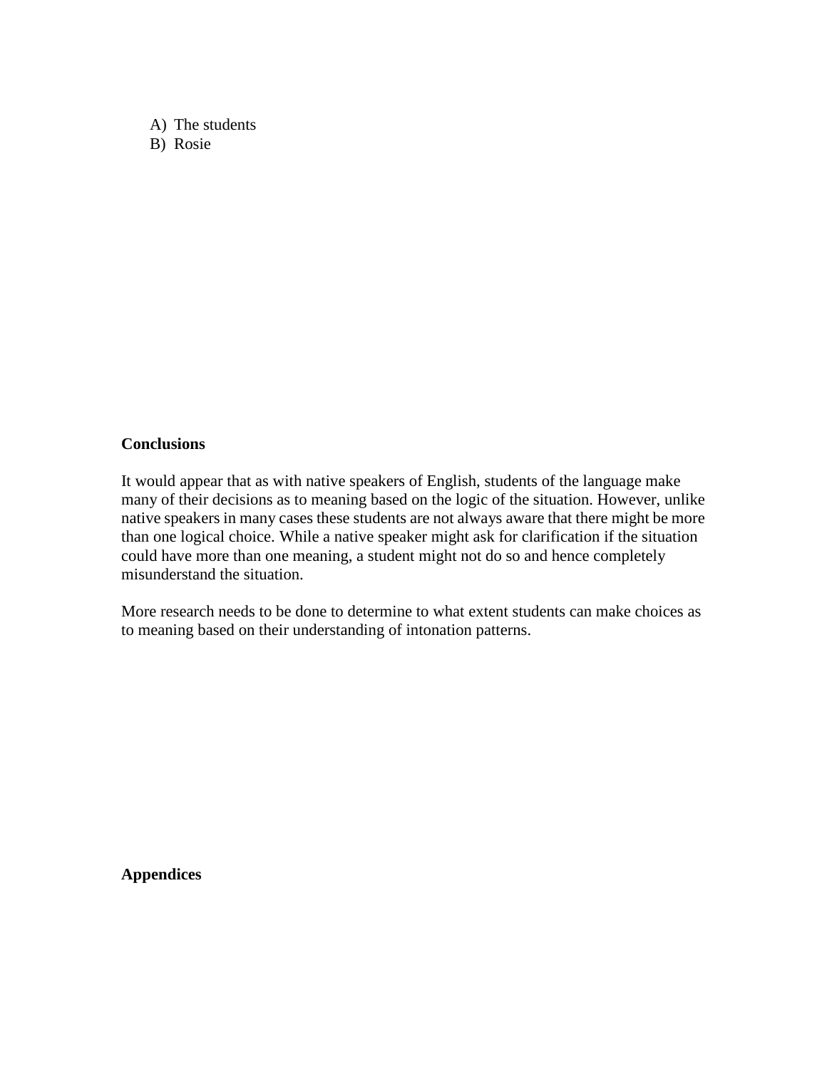A) The students
B) Rosie

**Conclusions**

It would appear that as with native speakers of English, students of the language make many of their decisions as to meaning based on the logic of the situation. However, unlike native speakers in many cases these students are not always aware that there might be more than one logical choice. While a native speaker might ask for clarification if the situation could have more than one meaning, a student might not do so and hence completely misunderstand the situation.

More research needs to be done to determine to what extent students can make choices as to meaning based on their understanding of intonation patterns.

**Appendices**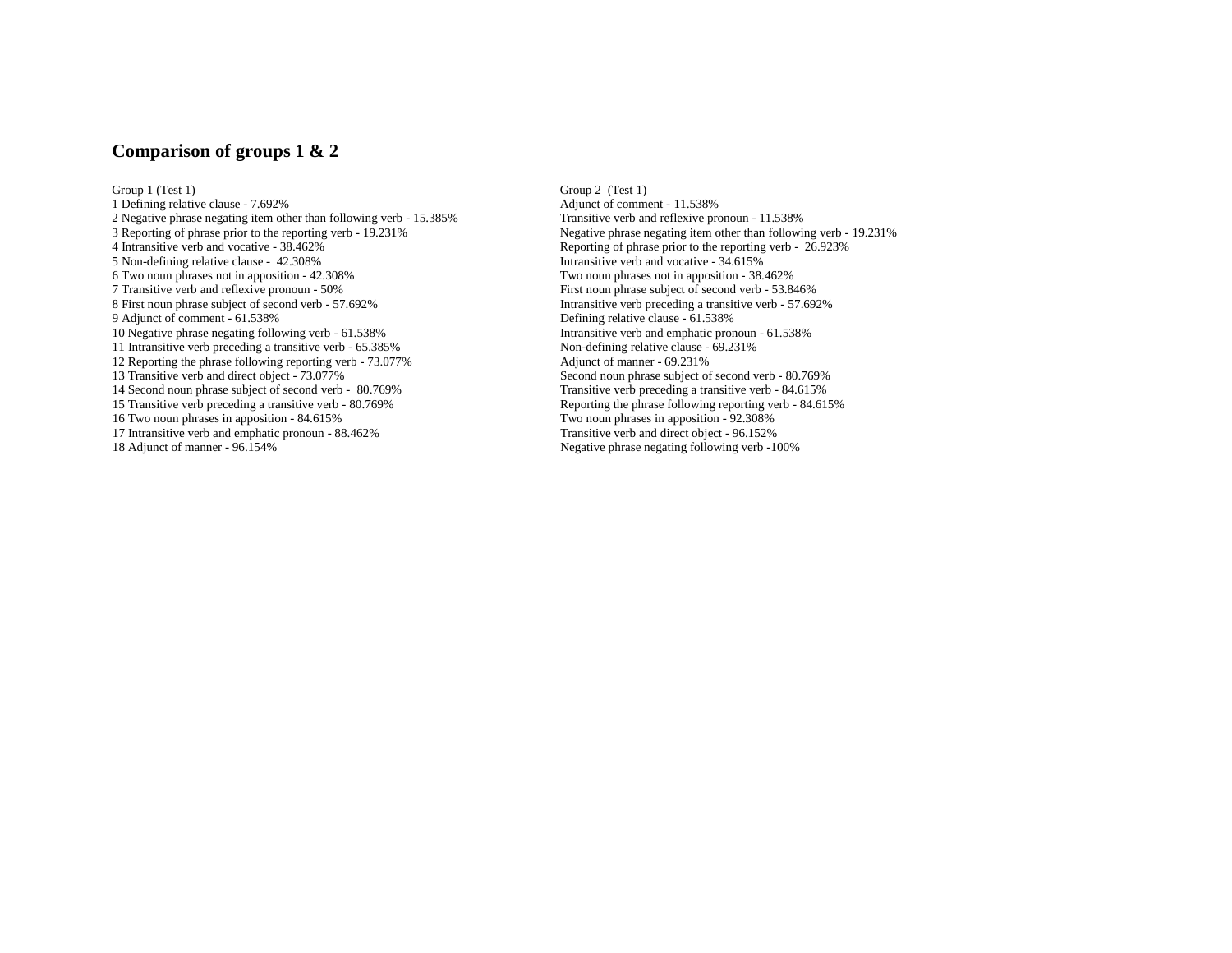## Comparison of groups 1 & 2

Group 1 (Test 1)
1 Defining relative clause - 7.692%
2 Negative phrase negating item other than following verb - 15.385%
3 Reporting of phrase prior to the reporting verb - 19.231%
4 Intransitive verb and vocative - 38.462%
5 Non-defining relative clause - 42.308%
6 Two noun phrases not in apposition - 42.308%
7 Transitive verb and reflexive pronoun - 50%
8 First noun phrase subject of second verb - 57.692%
9 Adjunct of comment - 61.538%
10 Negative phrase negating following verb - 61.538%
11 Intransitive verb preceding a transitive verb - 65.385%
12 Reporting the phrase following reporting verb - 73.077%
13 Transitive verb and direct object - 73.077%
14 Second noun phrase subject of second verb - 80.769%
15 Transitive verb preceding a transitive verb - 80.769%
16 Two noun phrases in apposition - 84.615%
17 Intransitive verb and emphatic pronoun - 88.462%
18 Adjunct of manner - 96.154%

Group 2 (Test 1)
Adjunct of comment - 11.538%
Transitive verb and reflexive pronoun - 11.538%
Negative phrase negating item other than following verb - 19.231%
Reporting of phrase prior to the reporting verb - 26.923%
Intransitive verb and vocative - 34.615%
Two noun phrases not in apposition - 38.462%
First noun phrase subject of second verb - 53.846%
Intransitive verb preceding a transitive verb - 57.692%
Defining relative clause - 61.538%
Intransitive verb and emphatic pronoun - 61.538%
Non-defining relative clause - 69.231%
Adjunct of manner - 69.231%
Second noun phrase subject of second verb - 80.769%
Transitive verb preceding a transitive verb - 84.615%
Reporting the phrase following reporting verb - 84.615%
Two noun phrases in apposition - 92.308%
Transitive verb and direct object - 96.152%
Negative phrase negating following verb -100%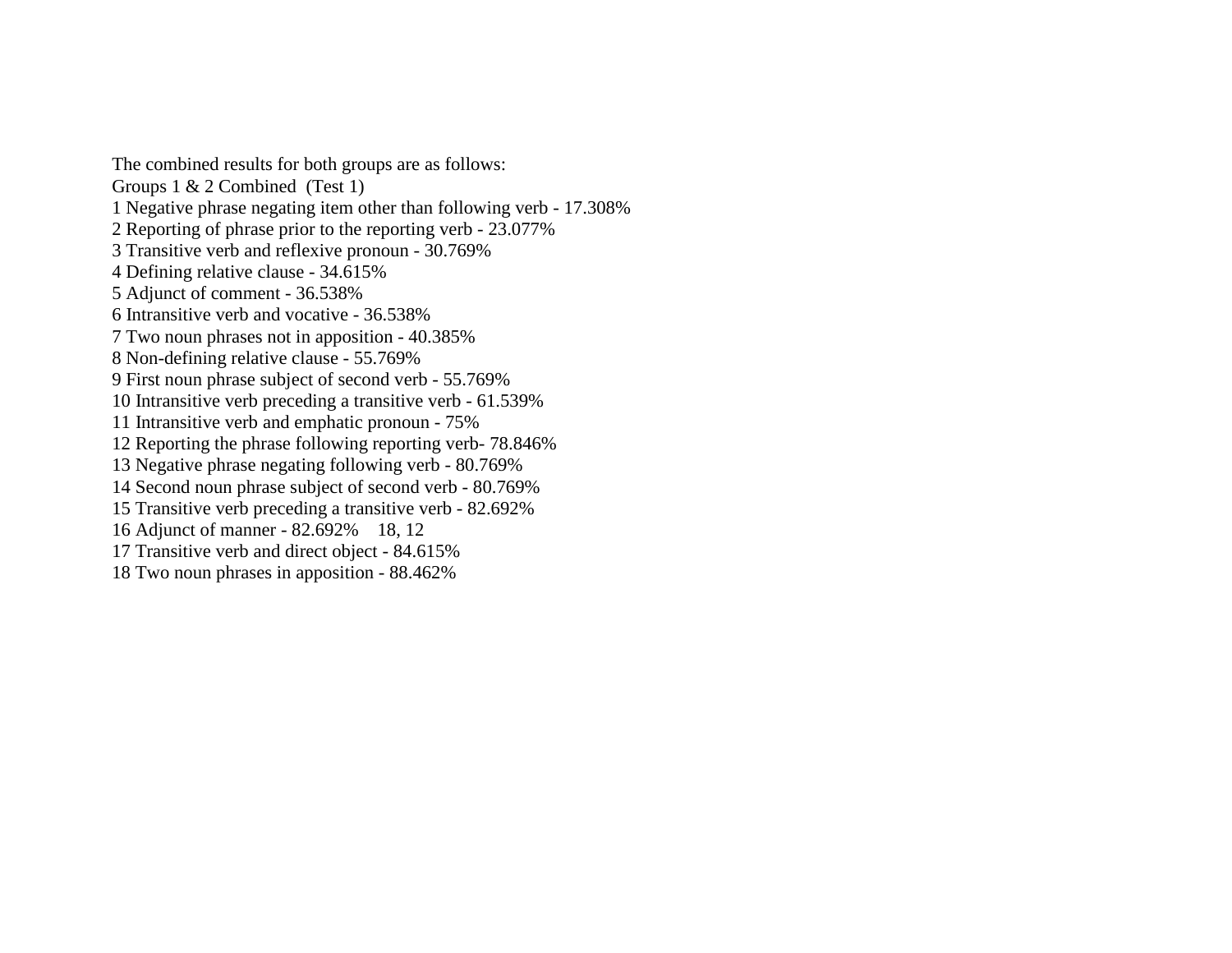The combined results for both groups are as follows:

Groups 1 & 2 Combined (Test 1)

1 Negative phrase negating item other than following verb - 17.308%
2 Reporting of phrase prior to the reporting verb - 23.077%
3 Transitive verb and reflexive pronoun - 30.769%
4 Defining relative clause - 34.615%
5 Adjunct of comment - 36.538%
6 Intransitive verb and vocative - 36.538%
7 Two noun phrases not in apposition - 40.385%
8 Non-defining relative clause - 55.769%
9 First noun phrase subject of second verb - 55.769%
10 Intransitive verb preceding a transitive verb - 61.539%
11 Intransitive verb and emphatic pronoun - 75%
12 Reporting the phrase following reporting verb- 78.846%
13 Negative phrase negating following verb - 80.769%
14 Second noun phrase subject of second verb - 80.769%
15 Transitive verb preceding a transitive verb - 82.692%
16 Adjunct of manner - 82.692% 18, 12
17 Transitive verb and direct object - 84.615%
18 Two noun phrases in apposition - 88.462%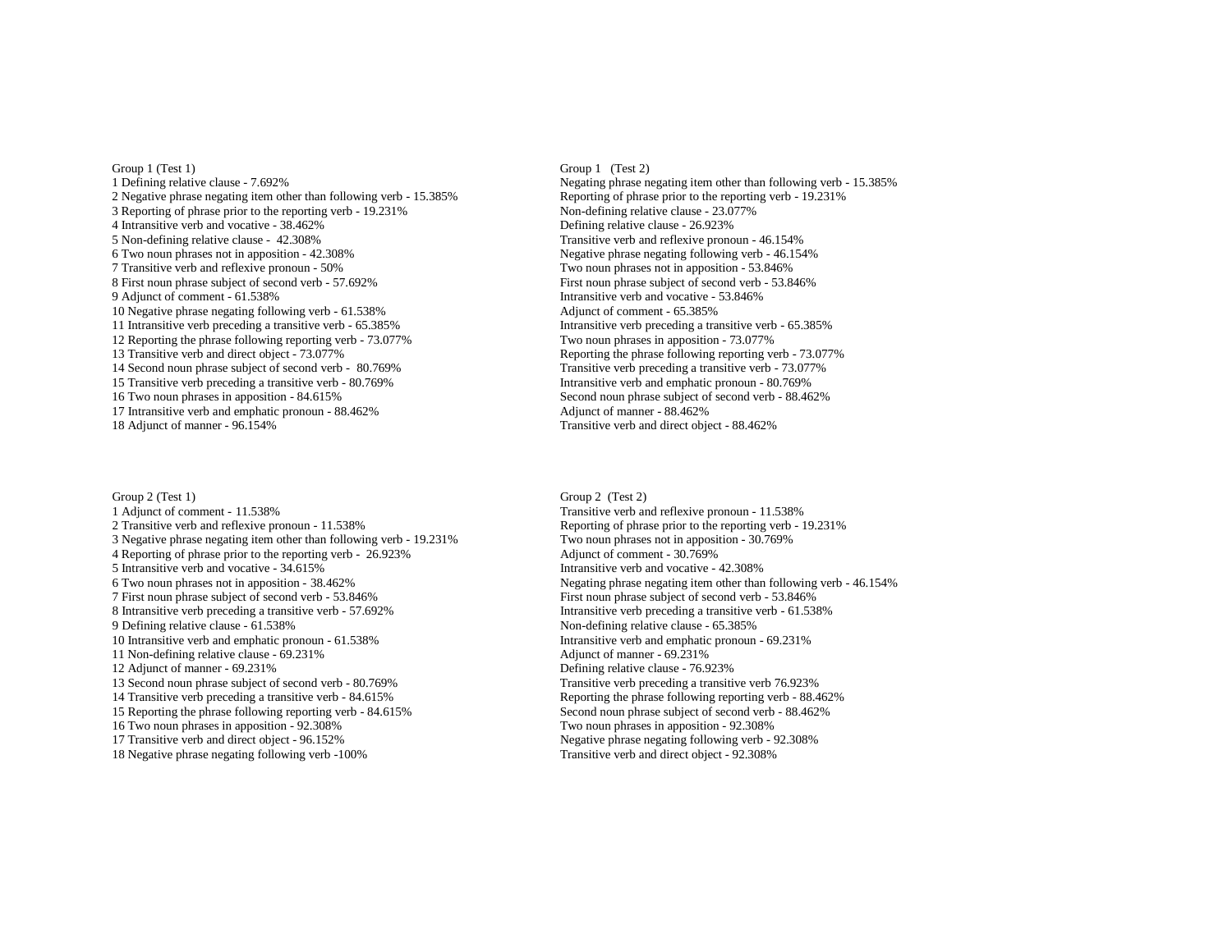Group 1 (Test 1)

1 Defining relative clause - 7.692%
2 Negative phrase negating item other than following verb - 15.385%
3 Reporting of phrase prior to the reporting verb - 19.231%
4 Intransitive verb and vocative - 38.462%
5 Non-defining relative clause - 42.308%
6 Two noun phrases not in apposition - 42.308%
7 Transitive verb and reflexive pronoun - 50%
8 First noun phrase subject of second verb - 57.692%
9 Adjunct of comment - 61.538%
10 Negative phrase negating following verb - 61.538%
11 Intransitive verb preceding a transitive verb - 65.385%
12 Reporting the phrase following reporting verb - 73.077%
13 Transitive verb and direct object - 73.077%
14 Second noun phrase subject of second verb - 80.769%
15 Transitive verb preceding a transitive verb - 80.769%
16 Two noun phrases in apposition - 84.615%
17 Intransitive verb and emphatic pronoun - 88.462%
18 Adjunct of manner - 96.154%

Group 1 (Test 2)

Negating phrase negating item other than following verb - 15.385%
Reporting of phrase prior to the reporting verb - 19.231%
Non-defining relative clause - 23.077%
Defining relative clause - 26.923%
Transitive verb and reflexive pronoun - 46.154%
Negative phrase negating following verb - 46.154%
Two noun phrases not in apposition - 53.846%
First noun phrase subject of second verb - 53.846%
Intransitive verb and vocative - 53.846%
Adjunct of comment - 65.385%
Intransitive verb preceding a transitive verb - 65.385%
Two noun phrases in apposition - 73.077%
Reporting the phrase following reporting verb - 73.077%
Transitive verb preceding a transitive verb - 73.077%
Intransitive verb and emphatic pronoun - 80.769%
Second noun phrase subject of second verb - 88.462%
Adjunct of manner - 88.462%
Transitive verb and direct object - 88.462%

Group 2 (Test 1)

1 Adjunct of comment - 11.538%
2 Transitive verb and reflexive pronoun - 11.538%
3 Negative phrase negating item other than following verb - 19.231%
4 Reporting of phrase prior to the reporting verb - 26.923%
5 Intransitive verb and vocative - 34.615%
6 Two noun phrases not in apposition - 38.462%
7 First noun phrase subject of second verb - 53.846%
8 Intransitive verb preceding a transitive verb - 57.692%
9 Defining relative clause - 61.538%
10 Intransitive verb and emphatic pronoun - 61.538%
11 Non-defining relative clause - 69.231%
12 Adjunct of manner - 69.231%
13 Second noun phrase subject of second verb - 80.769%
14 Transitive verb preceding a transitive verb - 84.615%
15 Reporting the phrase following reporting verb - 84.615%
16 Two noun phrases in apposition - 92.308%
17 Transitive verb and direct object - 96.152%
18 Negative phrase negating following verb -100%

Group 2 (Test 2)

Transitive verb and reflexive pronoun - 11.538%
Reporting of phrase prior to the reporting verb - 19.231%
Two noun phrases not in apposition - 30.769%
Adjunct of comment - 30.769%
Intransitive verb and vocative - 42.308%
Negating phrase negating item other than following verb - 46.154%
First noun phrase subject of second verb - 53.846%
Intransitive verb preceding a transitive verb - 61.538%
Non-defining relative clause - 65.385%
Intransitive verb and emphatic pronoun - 69.231%
Adjunct of manner - 69.231%
Defining relative clause - 76.923%
Transitive verb preceding a transitive verb 76.923%
Reporting the phrase following reporting verb - 88.462%
Second noun phrase subject of second verb - 88.462%
Two noun phrases in apposition - 92.308%
Negative phrase negating following verb - 92.308%
Transitive verb and direct object - 92.308%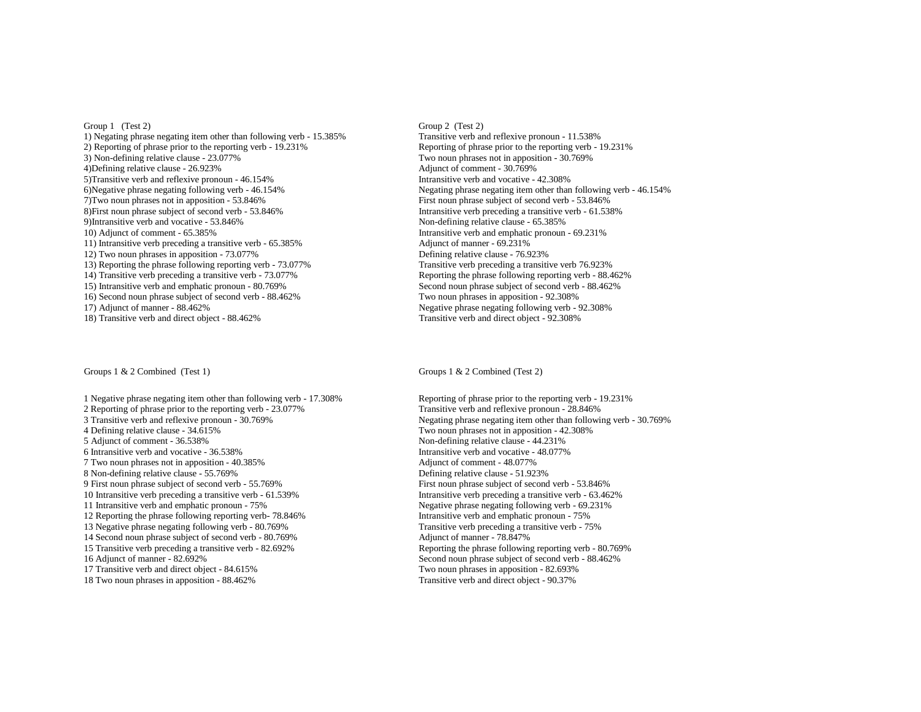Group 1 (Test 2)

1) Negating phrase negating item other than following verb - 15.385%
2) Reporting of phrase prior to the reporting verb - 19.231%
3) Non-defining relative clause - 23.077%
4)Defining relative clause - 26.923%
5)Transitive verb and reflexive pronoun - 46.154%
6)Negative phrase negating following verb - 46.154%
7)Two noun phrases not in apposition - 53.846%
8)First noun phrase subject of second verb - 53.846%
9)Intransitive verb and vocative - 53.846%
10) Adjunct of comment - 65.385%
11) Intransitive verb preceding a transitive verb - 65.385%
12) Two noun phrases in apposition - 73.077%
13) Reporting the phrase following reporting verb - 73.077%
14) Transitive verb preceding a transitive verb - 73.077%
15) Intransitive verb and emphatic pronoun - 80.769%
16) Second noun phrase subject of second verb - 88.462%
17) Adjunct of manner - 88.462%
18) Transitive verb and direct object - 88.462%

Group 2 (Test 2)

Transitive verb and reflexive pronoun - 11.538%
Reporting of phrase prior to the reporting verb - 19.231%
Two noun phrases not in apposition - 30.769%
Adjunct of comment - 30.769%
Intransitive verb and vocative - 42.308%
Negating phrase negating item other than following verb - 46.154%
First noun phrase subject of second verb - 53.846%
Intransitive verb preceding a transitive verb - 61.538%
Non-defining relative clause - 65.385%
Intransitive verb and emphatic pronoun - 69.231%
Adjunct of manner - 69.231%
Defining relative clause - 76.923%
Transitive verb preceding a transitive verb 76.923%
Reporting the phrase following reporting verb - 88.462%
Second noun phrase subject of second verb - 88.462%
Two noun phrases in apposition - 92.308%
Negative phrase negating following verb - 92.308%
Transitive verb and direct object - 92.308%

Groups 1 & 2 Combined (Test 1)

1 Negative phrase negating item other than following verb - 17.308%
2 Reporting of phrase prior to the reporting verb - 23.077%
3 Transitive verb and reflexive pronoun - 30.769%
4 Defining relative clause - 34.615%
5 Adjunct of comment - 36.538%
6 Intransitive verb and vocative - 36.538%
7 Two noun phrases not in apposition - 40.385%
8 Non-defining relative clause - 55.769%
9 First noun phrase subject of second verb - 55.769%
10 Intransitive verb preceding a transitive verb - 61.539%
11 Intransitive verb and emphatic pronoun - 75%
12 Reporting the phrase following reporting verb- 78.846%
13 Negative phrase negating following verb - 80.769%
14 Second noun phrase subject of second verb - 80.769%
15 Transitive verb preceding a transitive verb - 82.692%
16 Adjunct of manner - 82.692%
17 Transitive verb and direct object - 84.615%
18 Two noun phrases in apposition - 88.462%

Groups 1 & 2 Combined (Test 2)

Reporting of phrase prior to the reporting verb - 19.231%
Transitive verb and reflexive pronoun - 28.846%
Negating phrase negating item other than following verb - 30.769%
Two noun phrases not in apposition - 42.308%
Non-defining relative clause - 44.231%
Intransitive verb and vocative - 48.077%
Adjunct of comment - 48.077%
Defining relative clause - 51.923%
First noun phrase subject of second verb - 53.846%
Intransitive verb preceding a transitive verb - 63.462%
Negative phrase negating following verb - 69.231%
Intransitive verb and emphatic pronoun - 75%
Transitive verb preceding a transitive verb - 75%
Adjunct of manner - 78.847%
Reporting the phrase following reporting verb - 80.769%
Second noun phrase subject of second verb - 88.462%
Two noun phrases in apposition - 82.693%
Transitive verb and direct object - 90.37%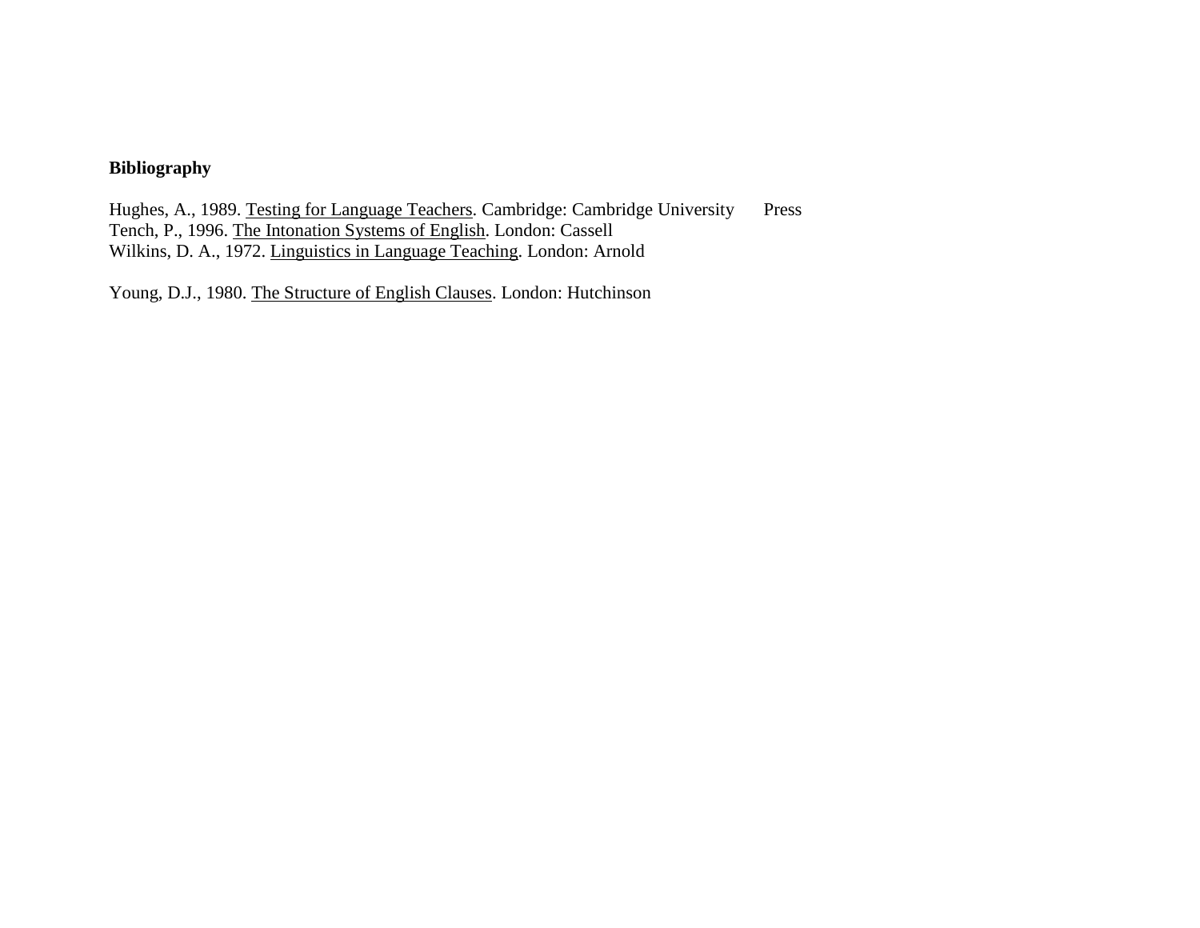**Bibliography**

Hughes, A., 1989. <u>Testing for Language Teachers</u>. Cambridge: Cambridge University Press
Tench, P., 1996. <u>The Intonation Systems of English</u>. London: Cassell
Wilkins, D. A., 1972. <u>Linguistics in Language Teaching</u>. London: Arnold

Young, D.J., 1980. <u>The Structure of English Clauses</u>. London: Hutchinson